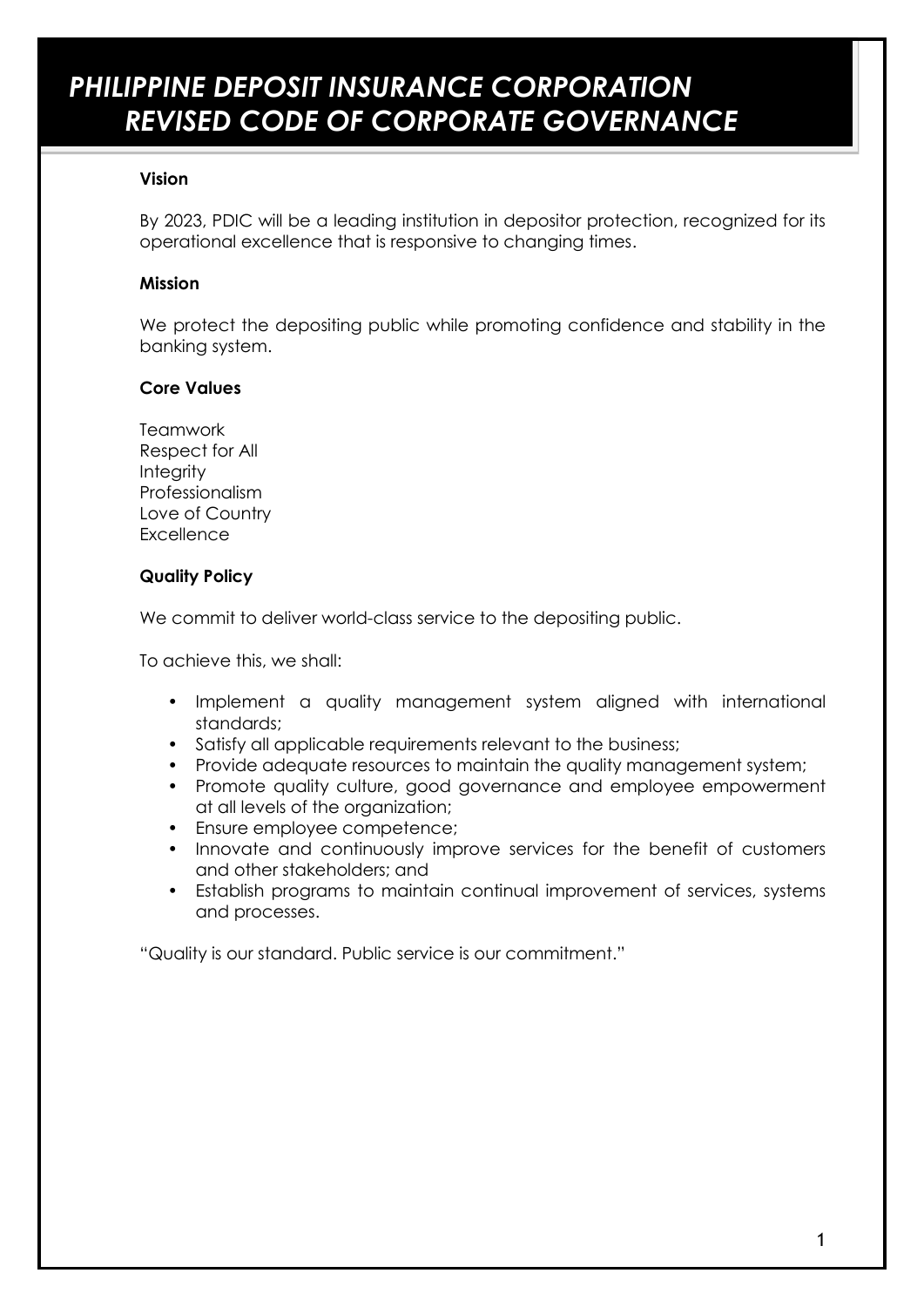# *PHILIPPINE DEPOSIT INSURANCE CORPORATION REVISED CODE OF CORPORATE GOVERNANCE*

**Vision**

By 2023, PDIC will be a leading institution in depositor protection, recognized for its operational excellence that is responsive to changing times.

**Mission**

We protect the depositing public while promoting confidence and stability in the banking system.

**Core Values**

Teamwork
Respect for All
Integrity
Professionalism
Love of Country
Excellence

**Quality Policy**

We commit to deliver world-class service to the depositing public.

To achieve this, we shall:

- Implement a quality management system aligned with international standards;
- Satisfy all applicable requirements relevant to the business;
- Provide adequate resources to maintain the quality management system;
- Promote quality culture, good governance and employee empowerment at all levels of the organization;
- Ensure employee competence;
- Innovate and continuously improve services for the benefit of customers and other stakeholders; and
- Establish programs to maintain continual improvement of services, systems and processes.

"Quality is our standard. Public service is our commitment."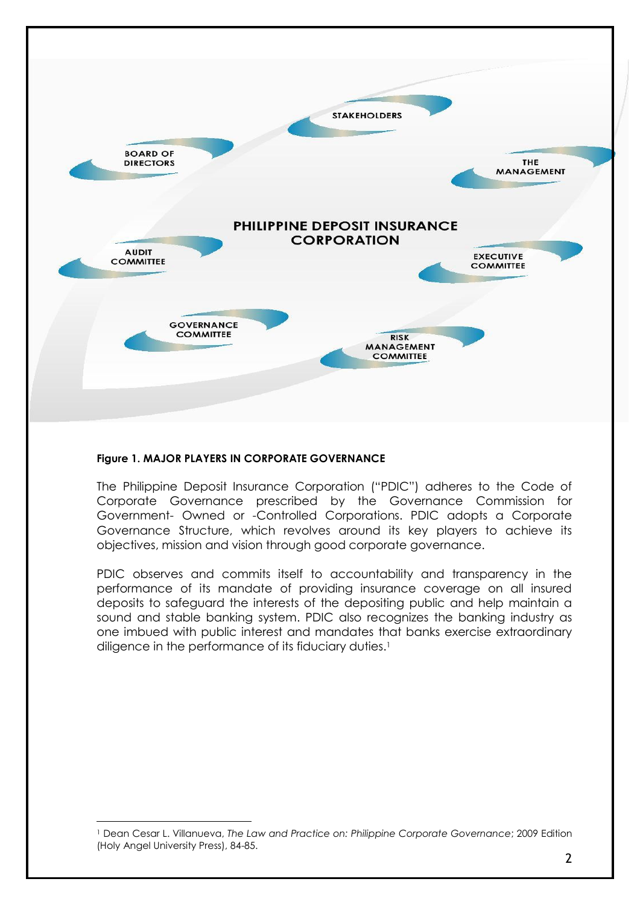STAKEHOLDERS

BOARD OF DIRECTORS

THE MANAGEMENT

PHILIPPINE DEPOSIT INSURANCE CORPORATION

AUDIT COMMITTEE

EXECUTIVE COMMITTEE

GOVERNANCE COMMITTEE

RISK MANAGEMENT COMMITTEE

**Figure 1. MAJOR PLAYERS IN CORPORATE GOVERNANCE**

The Philippine Deposit Insurance Corporation ("PDIC") adheres to the Code of Corporate Governance prescribed by the Governance Commission for Government- Owned or -Controlled Corporations. PDIC adopts a Corporate Governance Structure, which revolves around its key players to achieve its objectives, mission and vision through good corporate governance.

PDIC observes and commits itself to accountability and transparency in the performance of its mandate of providing insurance coverage on all insured deposits to safeguard the interests of the depositing public and help maintain a sound and stable banking system. PDIC also recognizes the banking industry as one imbued with public interest and mandates that banks exercise extraordinary diligence in the performance of its fiduciary duties.[1]

---

[1] Dean Cesar L. Villanueva, *The Law and Practice on: Philippine Corporate Governance*; 2009 Edition (Holy Angel University Press), 84-85.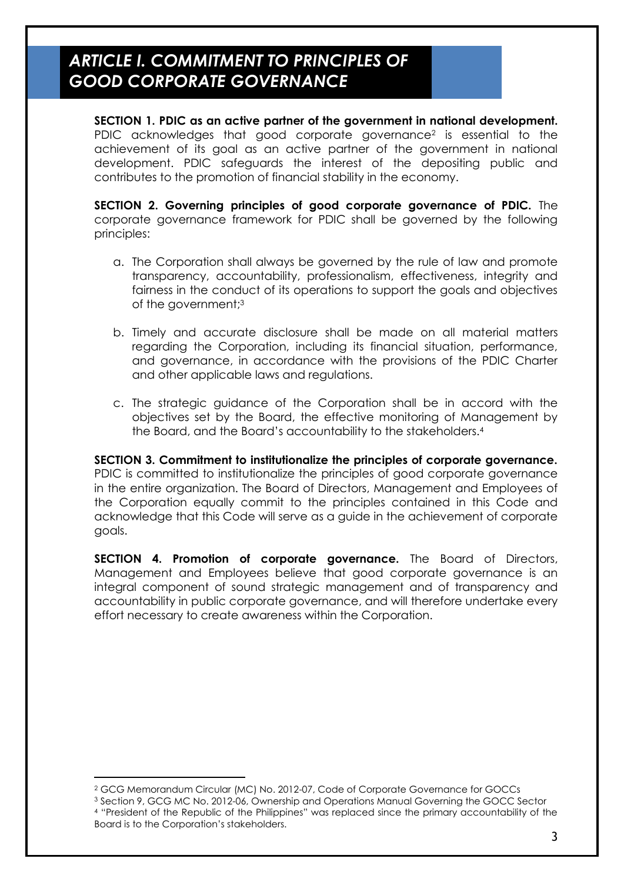# *ARTICLE I. COMMITMENT TO PRINCIPLES OF GOOD CORPORATE GOVERNANCE*

**SECTION 1. PDIC as an active partner of the government in national development.** PDIC acknowledges that good corporate governance[2] is essential to the achievement of its goal as an active partner of the government in national development. PDIC safeguards the interest of the depositing public and contributes to the promotion of financial stability in the economy.

**SECTION 2. Governing principles of good corporate governance of PDIC.** The corporate governance framework for PDIC shall be governed by the following principles:

a. The Corporation shall always be governed by the rule of law and promote transparency, accountability, professionalism, effectiveness, integrity and fairness in the conduct of its operations to support the goals and objectives of the government;[3]

b. Timely and accurate disclosure shall be made on all material matters regarding the Corporation, including its financial situation, performance, and governance, in accordance with the provisions of the PDIC Charter and other applicable laws and regulations.

c. The strategic guidance of the Corporation shall be in accord with the objectives set by the Board, the effective monitoring of Management by the Board, and the Board's accountability to the stakeholders.[4]

**SECTION 3. Commitment to institutionalize the principles of corporate governance.** PDIC is committed to institutionalize the principles of good corporate governance in the entire organization. The Board of Directors, Management and Employees of the Corporation equally commit to the principles contained in this Code and acknowledge that this Code will serve as a guide in the achievement of corporate goals.

**SECTION 4. Promotion of corporate governance.** The Board of Directors, Management and Employees believe that good corporate governance is an integral component of sound strategic management and of transparency and accountability in public corporate governance, and will therefore undertake every effort necessary to create awareness within the Corporation.

---

[2] GCG Memorandum Circular (MC) No. 2012-07, Code of Corporate Governance for GOCCs

[3] Section 9, GCG MC No. 2012-06, Ownership and Operations Manual Governing the GOCC Sector

[4] "President of the Republic of the Philippines" was replaced since the primary accountability of the Board is to the Corporation's stakeholders.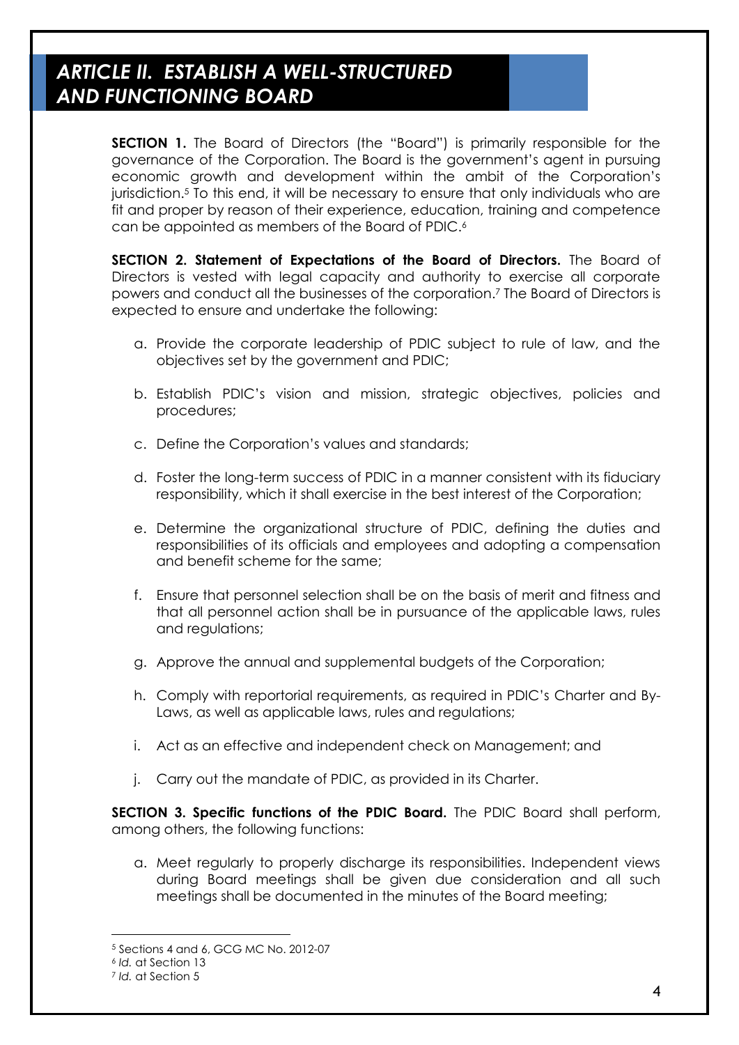# *ARTICLE II. ESTABLISH A WELL-STRUCTURED AND FUNCTIONING BOARD*

**SECTION 1.** The Board of Directors (the "Board") is primarily responsible for the governance of the Corporation. The Board is the government's agent in pursuing economic growth and development within the ambit of the Corporation's jurisdiction.[5] To this end, it will be necessary to ensure that only individuals who are fit and proper by reason of their experience, education, training and competence can be appointed as members of the Board of PDIC.[6]

**SECTION 2. Statement of Expectations of the Board of Directors.** The Board of Directors is vested with legal capacity and authority to exercise all corporate powers and conduct all the businesses of the corporation.[7] The Board of Directors is expected to ensure and undertake the following:

a. Provide the corporate leadership of PDIC subject to rule of law, and the objectives set by the government and PDIC;

b. Establish PDIC's vision and mission, strategic objectives, policies and procedures;

c. Define the Corporation's values and standards;

d. Foster the long-term success of PDIC in a manner consistent with its fiduciary responsibility, which it shall exercise in the best interest of the Corporation;

e. Determine the organizational structure of PDIC, defining the duties and responsibilities of its officials and employees and adopting a compensation and benefit scheme for the same;

f. Ensure that personnel selection shall be on the basis of merit and fitness and that all personnel action shall be in pursuance of the applicable laws, rules and regulations;

g. Approve the annual and supplemental budgets of the Corporation;

h. Comply with reportorial requirements, as required in PDIC's Charter and By-Laws, as well as applicable laws, rules and regulations;

i. Act as an effective and independent check on Management; and

j. Carry out the mandate of PDIC, as provided in its Charter.

**SECTION 3. Specific functions of the PDIC Board.** The PDIC Board shall perform, among others, the following functions:

a. Meet regularly to properly discharge its responsibilities. Independent views during Board meetings shall be given due consideration and all such meetings shall be documented in the minutes of the Board meeting;

---

[5] Sections 4 and 6, GCG MC No. 2012-07

[6] *Id.* at Section 13

[7] *Id.* at Section 5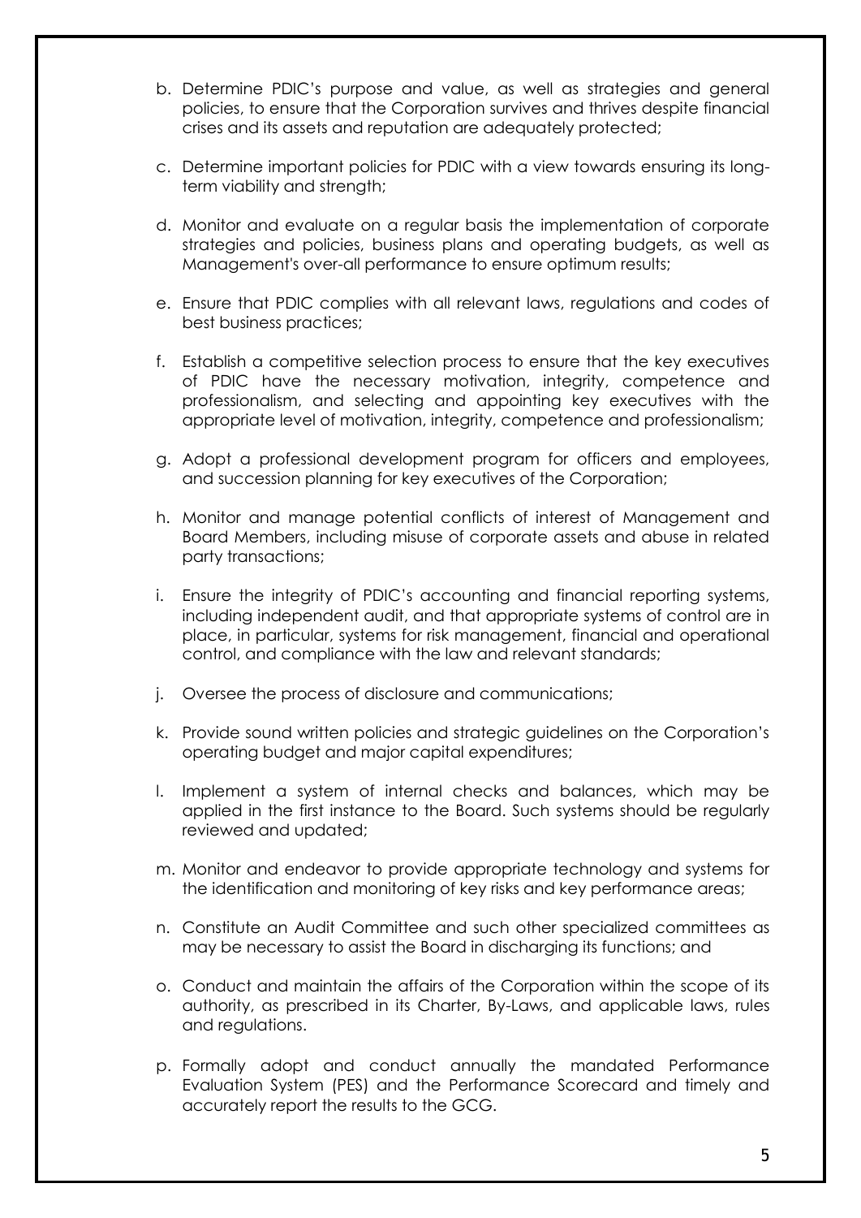b. Determine PDIC's purpose and value, as well as strategies and general policies, to ensure that the Corporation survives and thrives despite financial crises and its assets and reputation are adequately protected;

c. Determine important policies for PDIC with a view towards ensuring its long-term viability and strength;

d. Monitor and evaluate on a regular basis the implementation of corporate strategies and policies, business plans and operating budgets, as well as Management's over-all performance to ensure optimum results;

e. Ensure that PDIC complies with all relevant laws, regulations and codes of best business practices;

f. Establish a competitive selection process to ensure that the key executives of PDIC have the necessary motivation, integrity, competence and professionalism, and selecting and appointing key executives with the appropriate level of motivation, integrity, competence and professionalism;

g. Adopt a professional development program for officers and employees, and succession planning for key executives of the Corporation;

h. Monitor and manage potential conflicts of interest of Management and Board Members, including misuse of corporate assets and abuse in related party transactions;

i. Ensure the integrity of PDIC's accounting and financial reporting systems, including independent audit, and that appropriate systems of control are in place, in particular, systems for risk management, financial and operational control, and compliance with the law and relevant standards;

j. Oversee the process of disclosure and communications;

k. Provide sound written policies and strategic guidelines on the Corporation's operating budget and major capital expenditures;

l. Implement a system of internal checks and balances, which may be applied in the first instance to the Board. Such systems should be regularly reviewed and updated;

m. Monitor and endeavor to provide appropriate technology and systems for the identification and monitoring of key risks and key performance areas;

n. Constitute an Audit Committee and such other specialized committees as may be necessary to assist the Board in discharging its functions; and

o. Conduct and maintain the affairs of the Corporation within the scope of its authority, as prescribed in its Charter, By-Laws, and applicable laws, rules and regulations.

p. Formally adopt and conduct annually the mandated Performance Evaluation System (PES) and the Performance Scorecard and timely and accurately report the results to the GCG.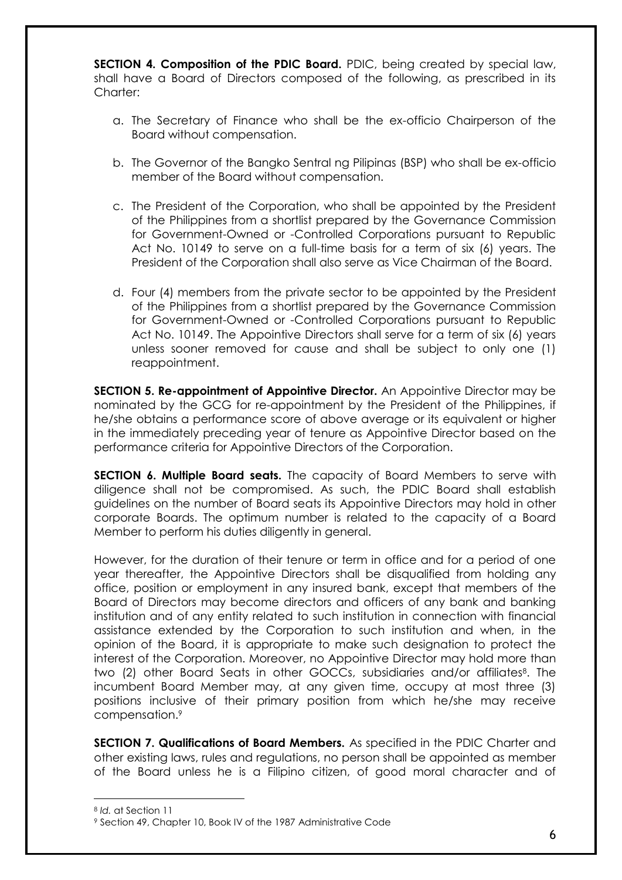**SECTION 4. Composition of the PDIC Board.** PDIC, being created by special law, shall have a Board of Directors composed of the following, as prescribed in its Charter:

a. The Secretary of Finance who shall be the ex-officio Chairperson of the Board without compensation.

b. The Governor of the Bangko Sentral ng Pilipinas (BSP) who shall be ex-officio member of the Board without compensation.

c. The President of the Corporation, who shall be appointed by the President of the Philippines from a shortlist prepared by the Governance Commission for Government-Owned or -Controlled Corporations pursuant to Republic Act No. 10149 to serve on a full-time basis for a term of six (6) years. The President of the Corporation shall also serve as Vice Chairman of the Board.

d. Four (4) members from the private sector to be appointed by the President of the Philippines from a shortlist prepared by the Governance Commission for Government-Owned or -Controlled Corporations pursuant to Republic Act No. 10149. The Appointive Directors shall serve for a term of six (6) years unless sooner removed for cause and shall be subject to only one (1) reappointment.

**SECTION 5. Re-appointment of Appointive Director.** An Appointive Director may be nominated by the GCG for re-appointment by the President of the Philippines, if he/she obtains a performance score of above average or its equivalent or higher in the immediately preceding year of tenure as Appointive Director based on the performance criteria for Appointive Directors of the Corporation.

**SECTION 6. Multiple Board seats.** The capacity of Board Members to serve with diligence shall not be compromised. As such, the PDIC Board shall establish guidelines on the number of Board seats its Appointive Directors may hold in other corporate Boards. The optimum number is related to the capacity of a Board Member to perform his duties diligently in general.

However, for the duration of their tenure or term in office and for a period of one year thereafter, the Appointive Directors shall be disqualified from holding any office, position or employment in any insured bank, except that members of the Board of Directors may become directors and officers of any bank and banking institution and of any entity related to such institution in connection with financial assistance extended by the Corporation to such institution and when, in the opinion of the Board, it is appropriate to make such designation to protect the interest of the Corporation. Moreover, no Appointive Director may hold more than two (2) other Board Seats in other GOCCs, subsidiaries and/or affiliates[8]. The incumbent Board Member may, at any given time, occupy at most three (3) positions inclusive of their primary position from which he/she may receive compensation.[9]

**SECTION 7. Qualifications of Board Members.** As specified in the PDIC Charter and other existing laws, rules and regulations, no person shall be appointed as member of the Board unless he is a Filipino citizen, of good moral character and of

---

[8] *Id.* at Section 11

[9] Section 49, Chapter 10, Book IV of the 1987 Administrative Code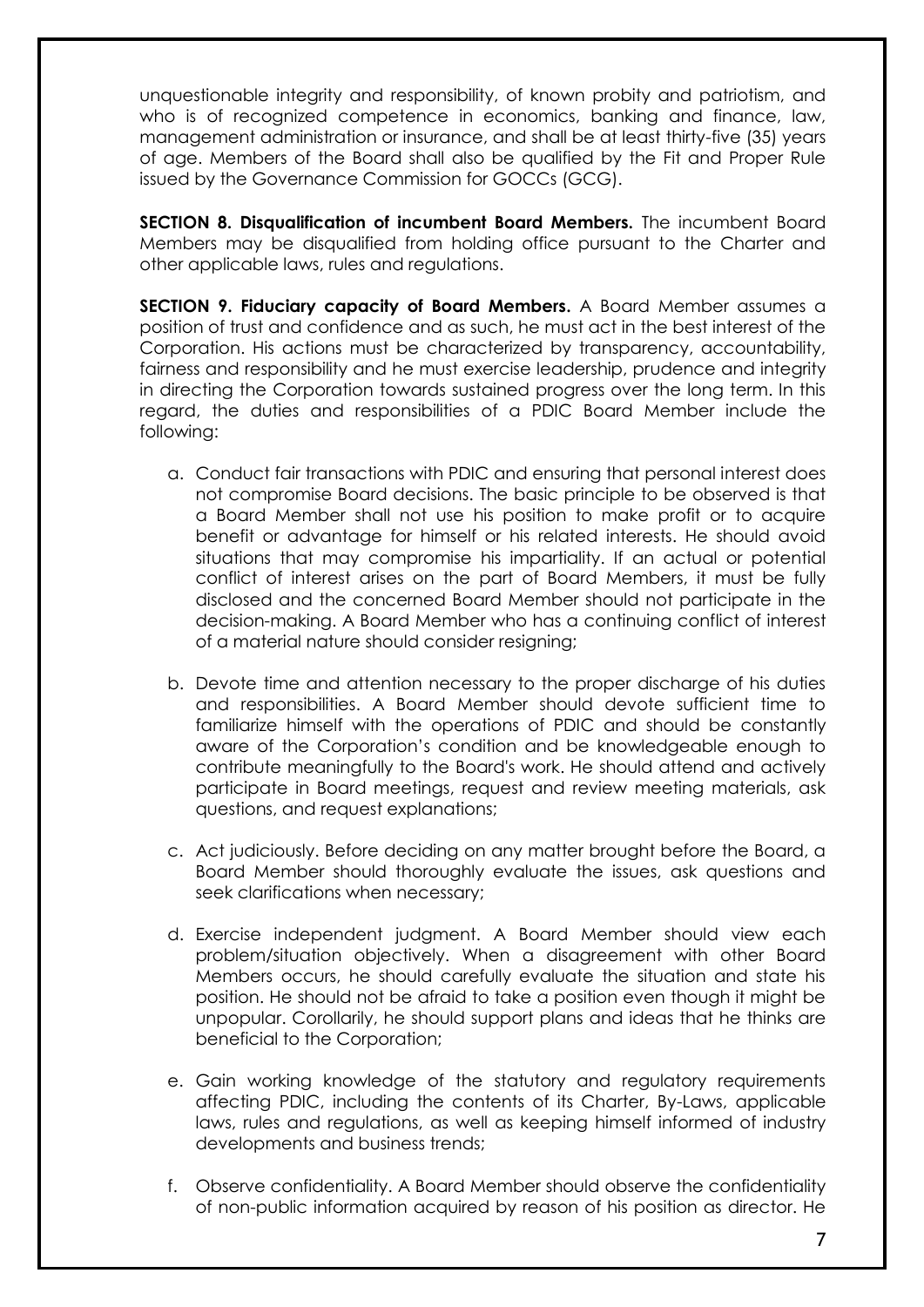unquestionable integrity and responsibility, of known probity and patriotism, and who is of recognized competence in economics, banking and finance, law, management administration or insurance, and shall be at least thirty-five (35) years of age. Members of the Board shall also be qualified by the Fit and Proper Rule issued by the Governance Commission for GOCCs (GCG).

**SECTION 8. Disqualification of incumbent Board Members.** The incumbent Board Members may be disqualified from holding office pursuant to the Charter and other applicable laws, rules and regulations.

**SECTION 9. Fiduciary capacity of Board Members.** A Board Member assumes a position of trust and confidence and as such, he must act in the best interest of the Corporation. His actions must be characterized by transparency, accountability, fairness and responsibility and he must exercise leadership, prudence and integrity in directing the Corporation towards sustained progress over the long term. In this regard, the duties and responsibilities of a PDIC Board Member include the following:

a. Conduct fair transactions with PDIC and ensuring that personal interest does not compromise Board decisions. The basic principle to be observed is that a Board Member shall not use his position to make profit or to acquire benefit or advantage for himself or his related interests. He should avoid situations that may compromise his impartiality. If an actual or potential conflict of interest arises on the part of Board Members, it must be fully disclosed and the concerned Board Member should not participate in the decision-making. A Board Member who has a continuing conflict of interest of a material nature should consider resigning;

b. Devote time and attention necessary to the proper discharge of his duties and responsibilities. A Board Member should devote sufficient time to familiarize himself with the operations of PDIC and should be constantly aware of the Corporation's condition and be knowledgeable enough to contribute meaningfully to the Board's work. He should attend and actively participate in Board meetings, request and review meeting materials, ask questions, and request explanations;

c. Act judiciously. Before deciding on any matter brought before the Board, a Board Member should thoroughly evaluate the issues, ask questions and seek clarifications when necessary;

d. Exercise independent judgment. A Board Member should view each problem/situation objectively. When a disagreement with other Board Members occurs, he should carefully evaluate the situation and state his position. He should not be afraid to take a position even though it might be unpopular. Corollarily, he should support plans and ideas that he thinks are beneficial to the Corporation;

e. Gain working knowledge of the statutory and regulatory requirements affecting PDIC, including the contents of its Charter, By-Laws, applicable laws, rules and regulations, as well as keeping himself informed of industry developments and business trends;

f. Observe confidentiality. A Board Member should observe the confidentiality of non-public information acquired by reason of his position as director. He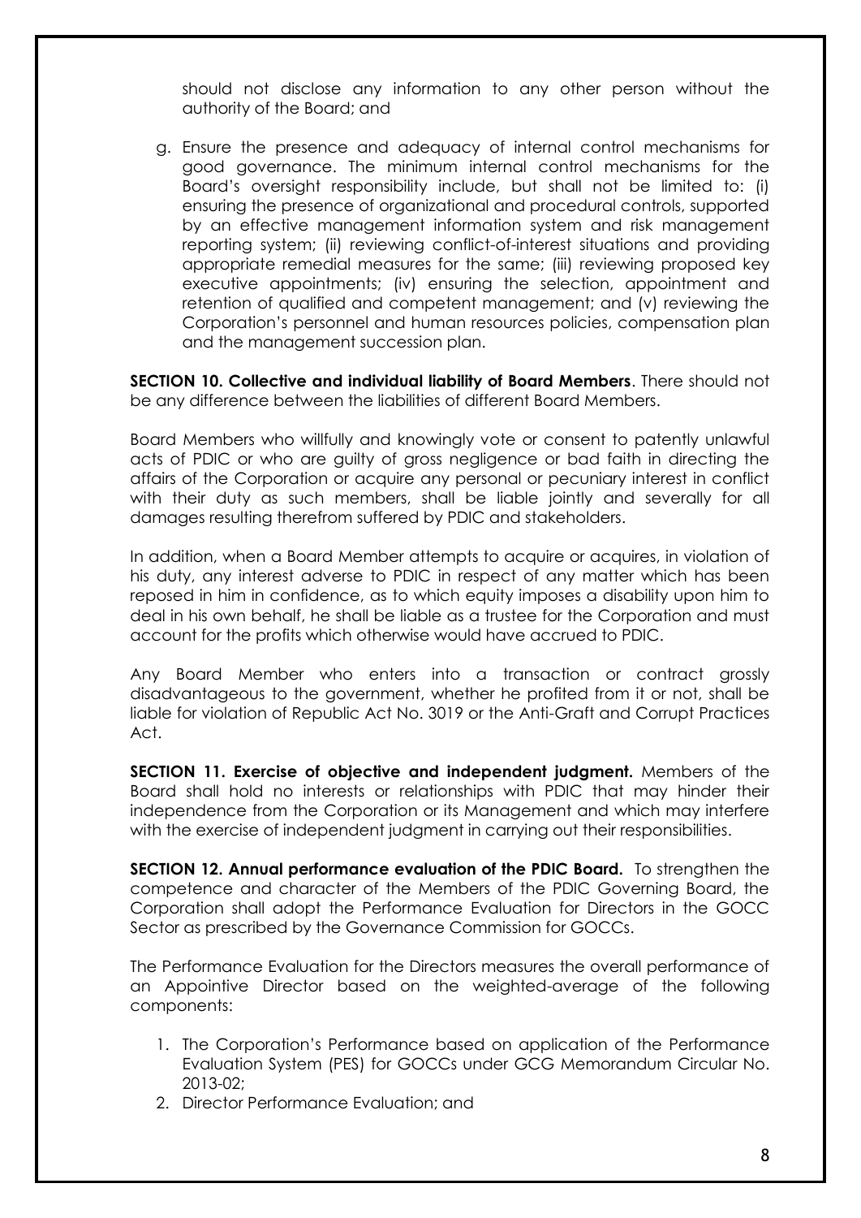should not disclose any information to any other person without the authority of the Board; and

g. Ensure the presence and adequacy of internal control mechanisms for good governance. The minimum internal control mechanisms for the Board's oversight responsibility include, but shall not be limited to: (i) ensuring the presence of organizational and procedural controls, supported by an effective management information system and risk management reporting system; (ii) reviewing conflict-of-interest situations and providing appropriate remedial measures for the same; (iii) reviewing proposed key executive appointments; (iv) ensuring the selection, appointment and retention of qualified and competent management; and (v) reviewing the Corporation's personnel and human resources policies, compensation plan and the management succession plan.

**SECTION 10. Collective and individual liability of Board Members**. There should not be any difference between the liabilities of different Board Members.

Board Members who willfully and knowingly vote or consent to patently unlawful acts of PDIC or who are guilty of gross negligence or bad faith in directing the affairs of the Corporation or acquire any personal or pecuniary interest in conflict with their duty as such members, shall be liable jointly and severally for all damages resulting therefrom suffered by PDIC and stakeholders.

In addition, when a Board Member attempts to acquire or acquires, in violation of his duty, any interest adverse to PDIC in respect of any matter which has been reposed in him in confidence, as to which equity imposes a disability upon him to deal in his own behalf, he shall be liable as a trustee for the Corporation and must account for the profits which otherwise would have accrued to PDIC.

Any Board Member who enters into a transaction or contract grossly disadvantageous to the government, whether he profited from it or not, shall be liable for violation of Republic Act No. 3019 or the Anti-Graft and Corrupt Practices Act.

**SECTION 11. Exercise of objective and independent judgment.** Members of the Board shall hold no interests or relationships with PDIC that may hinder their independence from the Corporation or its Management and which may interfere with the exercise of independent judgment in carrying out their responsibilities.

**SECTION 12. Annual performance evaluation of the PDIC Board.** To strengthen the competence and character of the Members of the PDIC Governing Board, the Corporation shall adopt the Performance Evaluation for Directors in the GOCC Sector as prescribed by the Governance Commission for GOCCs.

The Performance Evaluation for the Directors measures the overall performance of an Appointive Director based on the weighted-average of the following components:

1. The Corporation's Performance based on application of the Performance Evaluation System (PES) for GOCCs under GCG Memorandum Circular No. 2013-02;
2. Director Performance Evaluation; and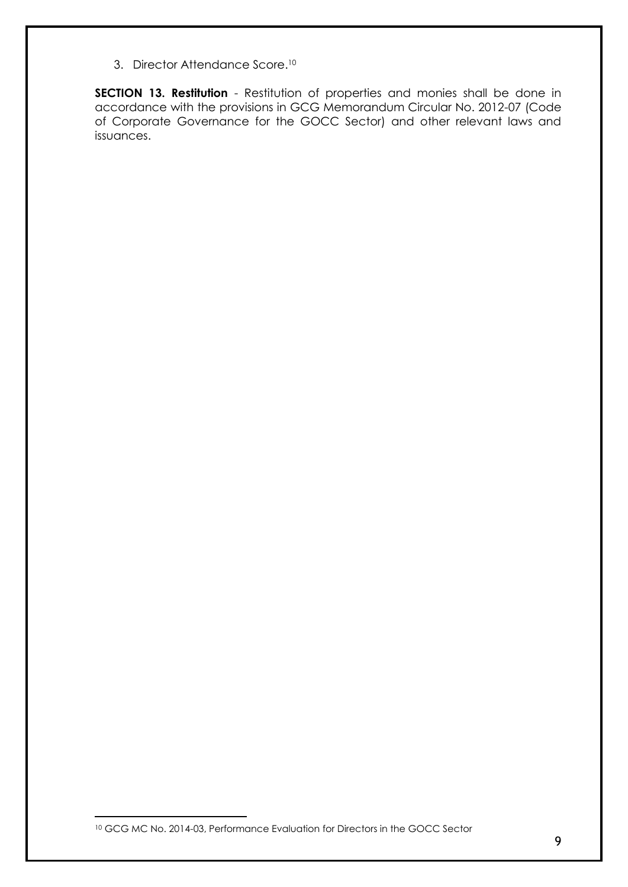3. Director Attendance Score.[10]

**SECTION 13. Restitution** - Restitution of properties and monies shall be done in accordance with the provisions in GCG Memorandum Circular No. 2012-07 (Code of Corporate Governance for the GOCC Sector) and other relevant laws and issuances.

[10] GCG MC No. 2014-03, Performance Evaluation for Directors in the GOCC Sector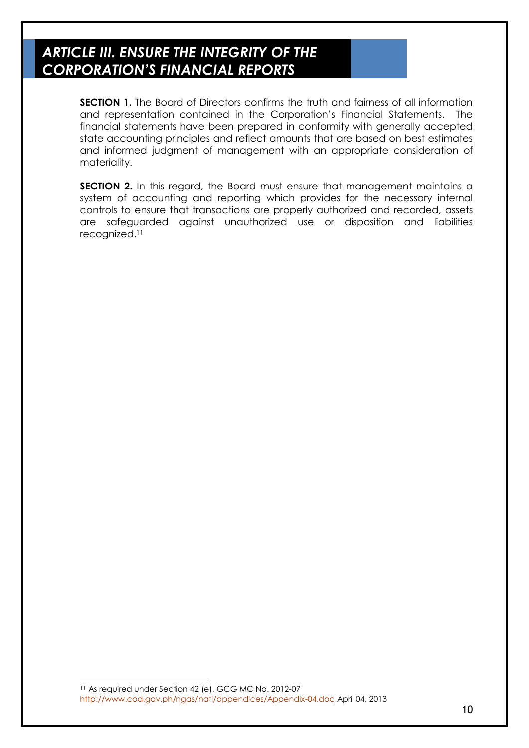## *ARTICLE III. ENSURE THE INTEGRITY OF THE CORPORATION'S FINANCIAL REPORTS*

**SECTION 1.** The Board of Directors confirms the truth and fairness of all information and representation contained in the Corporation's Financial Statements. The financial statements have been prepared in conformity with generally accepted state accounting principles and reflect amounts that are based on best estimates and informed judgment of management with an appropriate consideration of materiality.

**SECTION 2.** In this regard, the Board must ensure that management maintains a system of accounting and reporting which provides for the necessary internal controls to ensure that transactions are properly authorized and recorded, assets are safeguarded against unauthorized use or disposition and liabilities recognized.[11]

---

[11] As required under Section 42 (e), GCG MC No. 2012-07
http://www.coa.gov.ph/ngas/natl/appendices/Appendix-04.doc April 04, 2013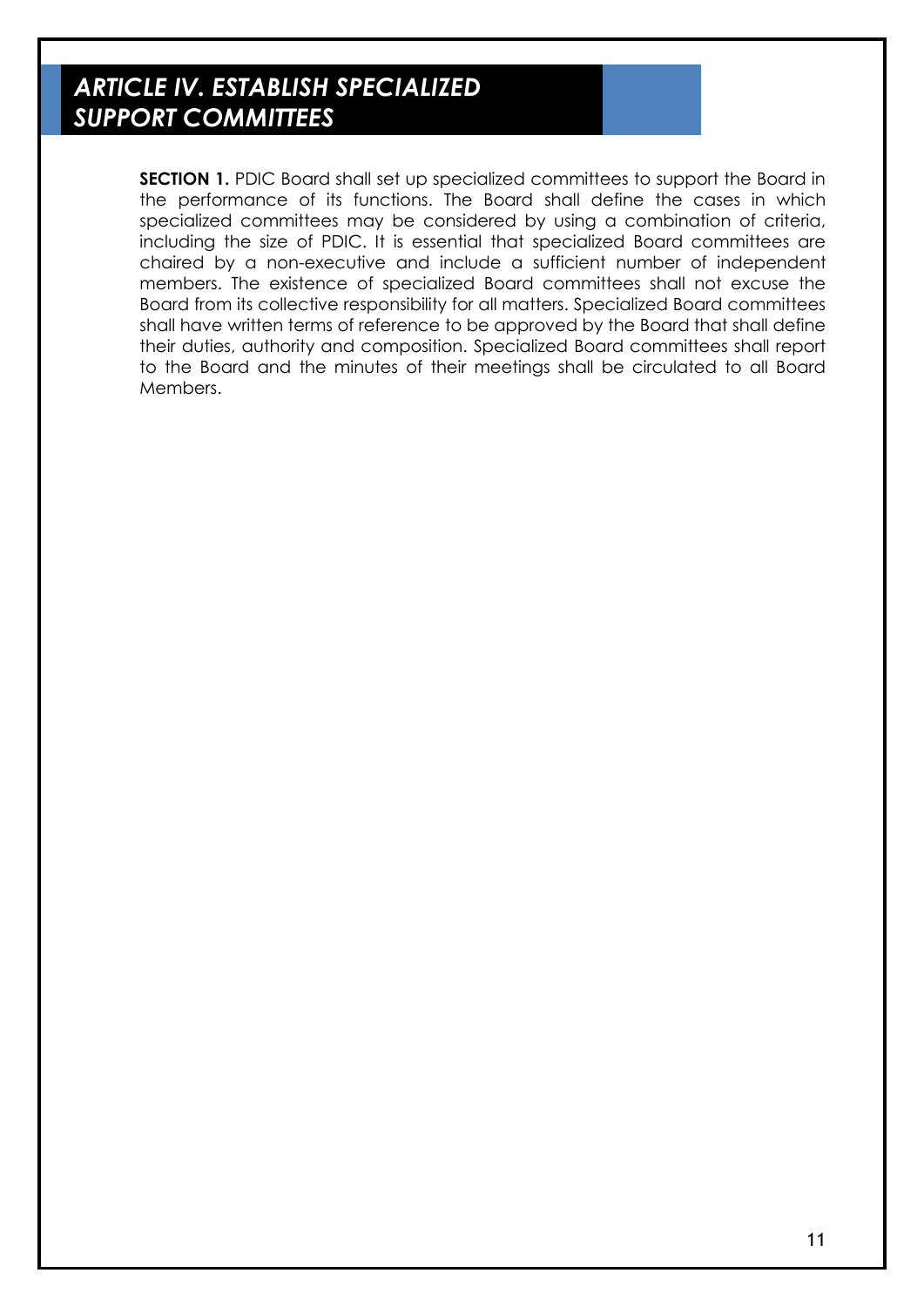## *ARTICLE IV. ESTABLISH SPECIALIZED SUPPORT COMMITTEES*

**SECTION 1.** PDIC Board shall set up specialized committees to support the Board in the performance of its functions. The Board shall define the cases in which specialized committees may be considered by using a combination of criteria, including the size of PDIC. It is essential that specialized Board committees are chaired by a non-executive and include a sufficient number of independent members. The existence of specialized Board committees shall not excuse the Board from its collective responsibility for all matters. Specialized Board committees shall have written terms of reference to be approved by the Board that shall define their duties, authority and composition. Specialized Board committees shall report to the Board and the minutes of their meetings shall be circulated to all Board Members.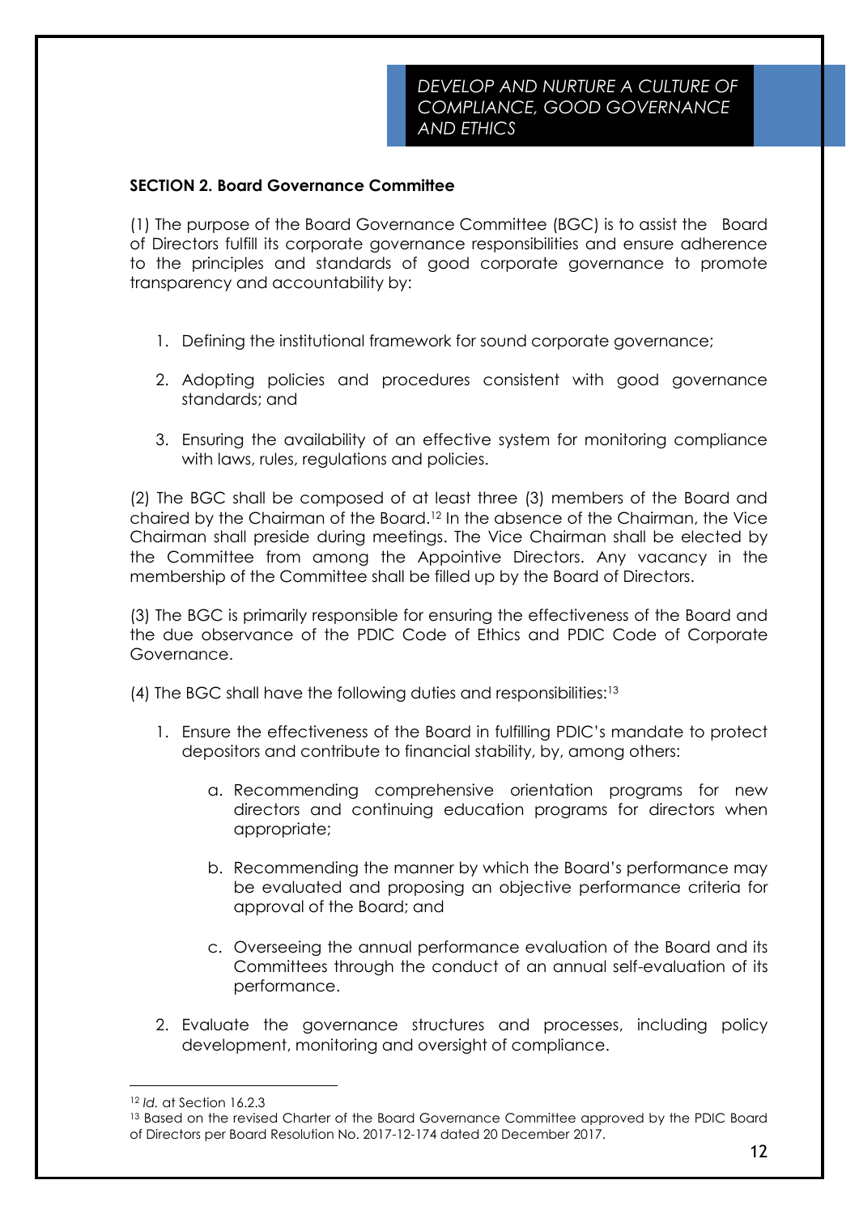*DEVELOP AND NURTURE A CULTURE OF COMPLIANCE, GOOD GOVERNANCE AND ETHICS*

**SECTION 2. Board Governance Committee**

(1) The purpose of the Board Governance Committee (BGC) is to assist the Board of Directors fulfill its corporate governance responsibilities and ensure adherence to the principles and standards of good corporate governance to promote transparency and accountability by:

1. Defining the institutional framework for sound corporate governance;
2. Adopting policies and procedures consistent with good governance standards; and
3. Ensuring the availability of an effective system for monitoring compliance with laws, rules, regulations and policies.

(2) The BGC shall be composed of at least three (3) members of the Board and chaired by the Chairman of the Board.[12] In the absence of the Chairman, the Vice Chairman shall preside during meetings. The Vice Chairman shall be elected by the Committee from among the Appointive Directors. Any vacancy in the membership of the Committee shall be filled up by the Board of Directors.

(3) The BGC is primarily responsible for ensuring the effectiveness of the Board and the due observance of the PDIC Code of Ethics and PDIC Code of Corporate Governance.

(4) The BGC shall have the following duties and responsibilities:[13]

1. Ensure the effectiveness of the Board in fulfilling PDIC's mandate to protect depositors and contribute to financial stability, by, among others:
   a. Recommending comprehensive orientation programs for new directors and continuing education programs for directors when appropriate;
   b. Recommending the manner by which the Board's performance may be evaluated and proposing an objective performance criteria for approval of the Board; and
   c. Overseeing the annual performance evaluation of the Board and its Committees through the conduct of an annual self-evaluation of its performance.
2. Evaluate the governance structures and processes, including policy development, monitoring and oversight of compliance.

---

[12] *Id.* at Section 16.2.3

[13] Based on the revised Charter of the Board Governance Committee approved by the PDIC Board of Directors per Board Resolution No. 2017-12-174 dated 20 December 2017.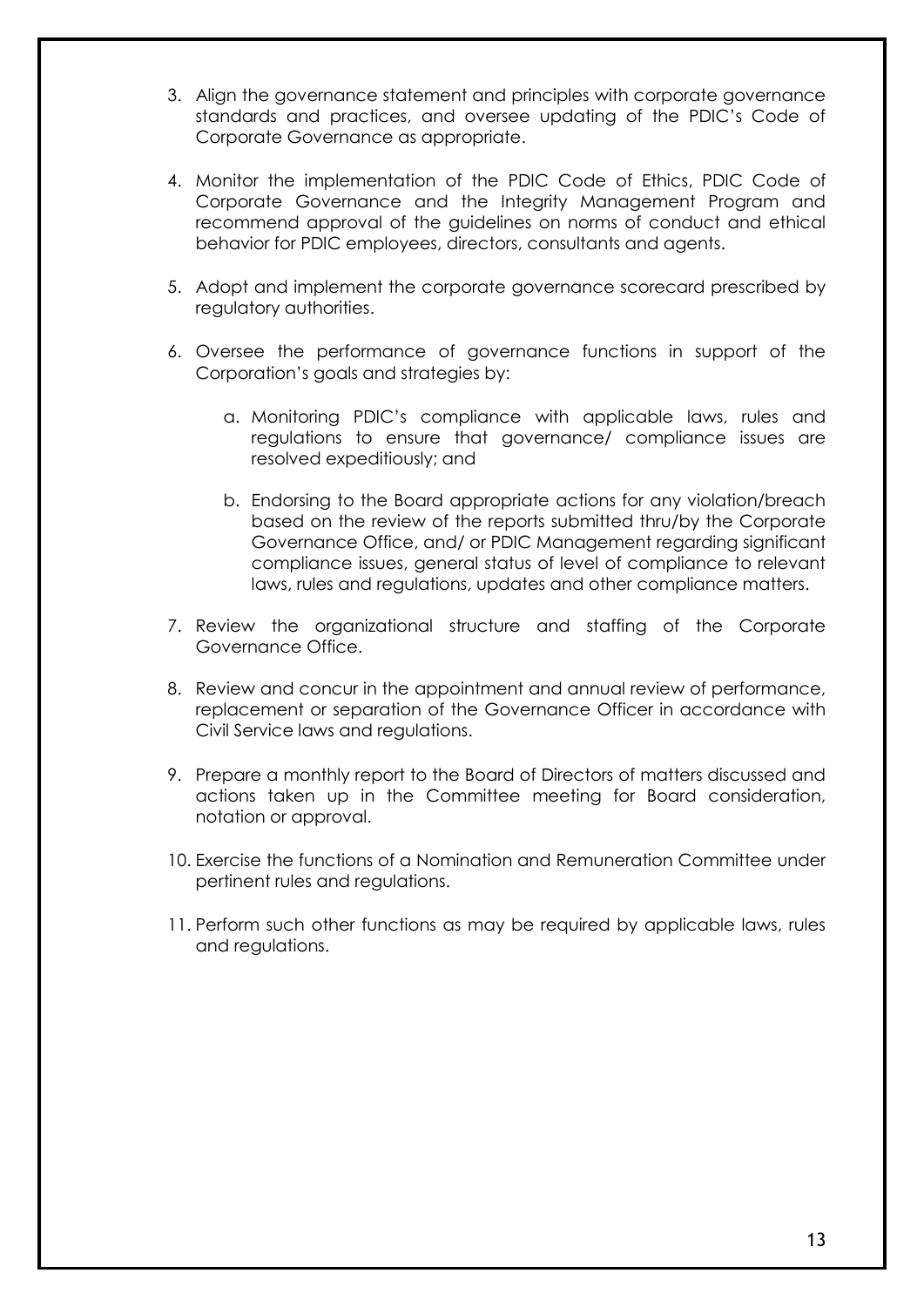3. Align the governance statement and principles with corporate governance standards and practices, and oversee updating of the PDIC's Code of Corporate Governance as appropriate.

4. Monitor the implementation of the PDIC Code of Ethics, PDIC Code of Corporate Governance and the Integrity Management Program and recommend approval of the guidelines on norms of conduct and ethical behavior for PDIC employees, directors, consultants and agents.

5. Adopt and implement the corporate governance scorecard prescribed by regulatory authorities.

6. Oversee the performance of governance functions in support of the Corporation's goals and strategies by:

   a. Monitoring PDIC's compliance with applicable laws, rules and regulations to ensure that governance/ compliance issues are resolved expeditiously; and

   b. Endorsing to the Board appropriate actions for any violation/breach based on the review of the reports submitted thru/by the Corporate Governance Office, and/ or PDIC Management regarding significant compliance issues, general status of level of compliance to relevant laws, rules and regulations, updates and other compliance matters.

7. Review the organizational structure and staffing of the Corporate Governance Office.

8. Review and concur in the appointment and annual review of performance, replacement or separation of the Governance Officer in accordance with Civil Service laws and regulations.

9. Prepare a monthly report to the Board of Directors of matters discussed and actions taken up in the Committee meeting for Board consideration, notation or approval.

10. Exercise the functions of a Nomination and Remuneration Committee under pertinent rules and regulations.

11. Perform such other functions as may be required by applicable laws, rules and regulations.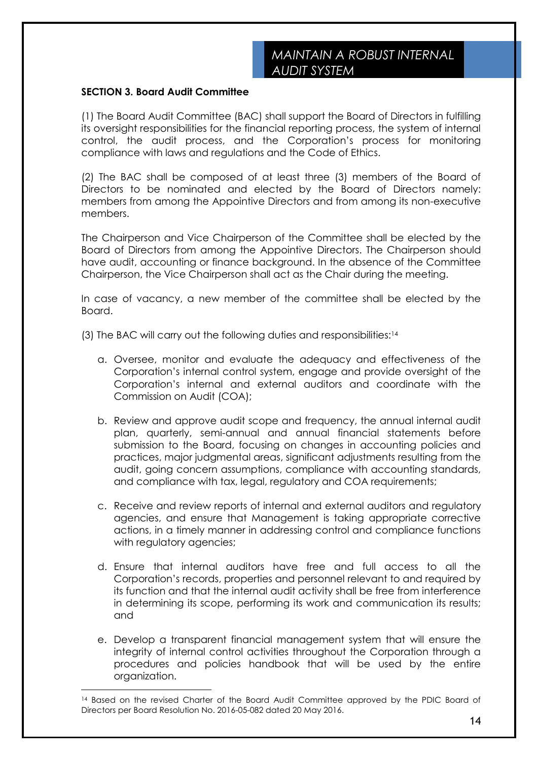## MAINTAIN A ROBUST INTERNAL AUDIT SYSTEM

**SECTION 3. Board Audit Committee**

(1) The Board Audit Committee (BAC) shall support the Board of Directors in fulfilling its oversight responsibilities for the financial reporting process, the system of internal control, the audit process, and the Corporation's process for monitoring compliance with laws and regulations and the Code of Ethics.

(2) The BAC shall be composed of at least three (3) members of the Board of Directors to be nominated and elected by the Board of Directors namely: members from among the Appointive Directors and from among its non-executive members.

The Chairperson and Vice Chairperson of the Committee shall be elected by the Board of Directors from among the Appointive Directors. The Chairperson should have audit, accounting or finance background. In the absence of the Committee Chairperson, the Vice Chairperson shall act as the Chair during the meeting.

In case of vacancy, a new member of the committee shall be elected by the Board.

(3) The BAC will carry out the following duties and responsibilities:[14]

a. Oversee, monitor and evaluate the adequacy and effectiveness of the Corporation's internal control system, engage and provide oversight of the Corporation's internal and external auditors and coordinate with the Commission on Audit (COA);

b. Review and approve audit scope and frequency, the annual internal audit plan, quarterly, semi-annual and annual financial statements before submission to the Board, focusing on changes in accounting policies and practices, major judgmental areas, significant adjustments resulting from the audit, going concern assumptions, compliance with accounting standards, and compliance with tax, legal, regulatory and COA requirements;

c. Receive and review reports of internal and external auditors and regulatory agencies, and ensure that Management is taking appropriate corrective actions, in a timely manner in addressing control and compliance functions with regulatory agencies;

d. Ensure that internal auditors have free and full access to all the Corporation's records, properties and personnel relevant to and required by its function and that the internal audit activity shall be free from interference in determining its scope, performing its work and communication its results; and

e. Develop a transparent financial management system that will ensure the integrity of internal control activities throughout the Corporation through a procedures and policies handbook that will be used by the entire organization.

---

[14] Based on the revised Charter of the Board Audit Committee approved by the PDIC Board of Directors per Board Resolution No. 2016-05-082 dated 20 May 2016.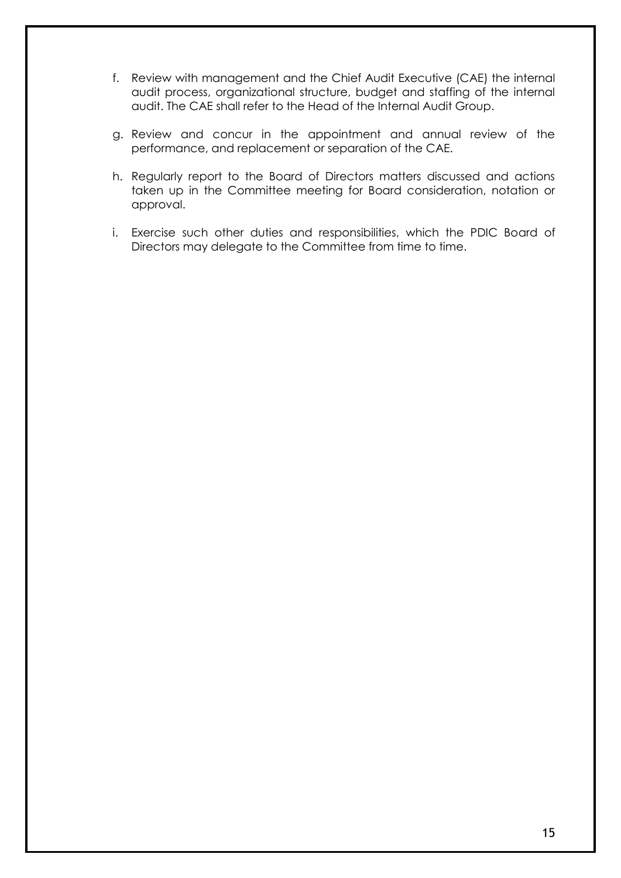f. Review with management and the Chief Audit Executive (CAE) the internal audit process, organizational structure, budget and staffing of the internal audit. The CAE shall refer to the Head of the Internal Audit Group.

g. Review and concur in the appointment and annual review of the performance, and replacement or separation of the CAE.

h. Regularly report to the Board of Directors matters discussed and actions taken up in the Committee meeting for Board consideration, notation or approval.

i. Exercise such other duties and responsibilities, which the PDIC Board of Directors may delegate to the Committee from time to time.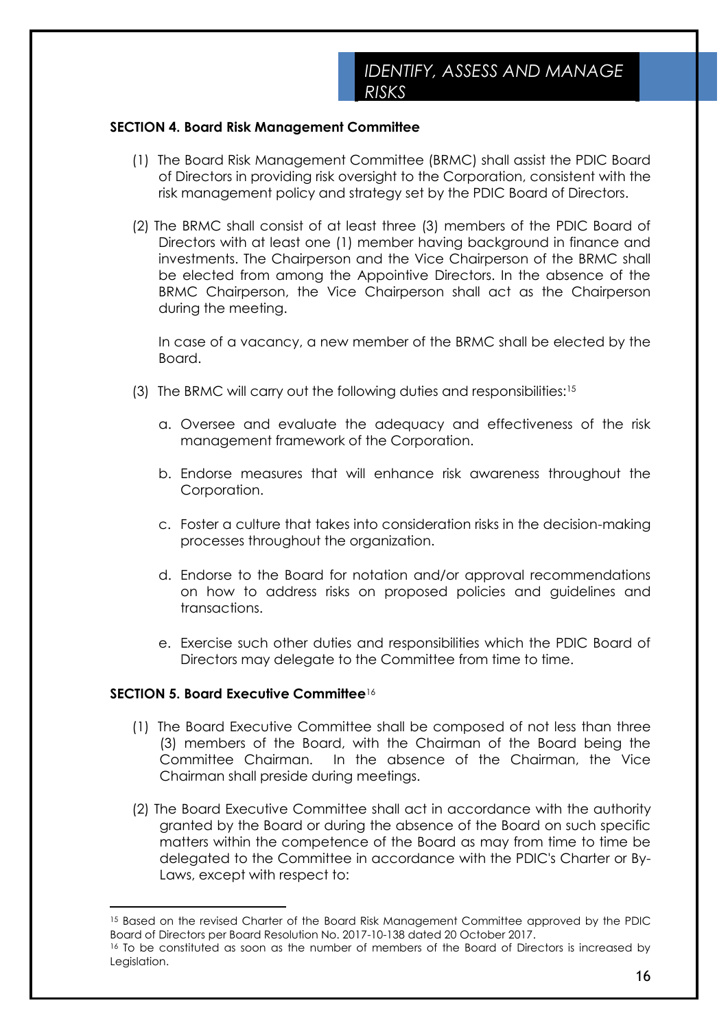## IDENTIFY, ASSESS AND MANAGE RISKS

**SECTION 4. Board Risk Management Committee**

(1) The Board Risk Management Committee (BRMC) shall assist the PDIC Board of Directors in providing risk oversight to the Corporation, consistent with the risk management policy and strategy set by the PDIC Board of Directors.

(2) The BRMC shall consist of at least three (3) members of the PDIC Board of Directors with at least one (1) member having background in finance and investments. The Chairperson and the Vice Chairperson of the BRMC shall be elected from among the Appointive Directors. In the absence of the BRMC Chairperson, the Vice Chairperson shall act as the Chairperson during the meeting.

In case of a vacancy, a new member of the BRMC shall be elected by the Board.

(3) The BRMC will carry out the following duties and responsibilities:[15]

a. Oversee and evaluate the adequacy and effectiveness of the risk management framework of the Corporation.

b. Endorse measures that will enhance risk awareness throughout the Corporation.

c. Foster a culture that takes into consideration risks in the decision-making processes throughout the organization.

d. Endorse to the Board for notation and/or approval recommendations on how to address risks on proposed policies and guidelines and transactions.

e. Exercise such other duties and responsibilities which the PDIC Board of Directors may delegate to the Committee from time to time.

**SECTION 5. Board Executive Committee**[16]

(1) The Board Executive Committee shall be composed of not less than three (3) members of the Board, with the Chairman of the Board being the Committee Chairman. In the absence of the Chairman, the Vice Chairman shall preside during meetings.

(2) The Board Executive Committee shall act in accordance with the authority granted by the Board or during the absence of the Board on such specific matters within the competence of the Board as may from time to time be delegated to the Committee in accordance with the PDIC's Charter or By-Laws, except with respect to:

---

[15] Based on the revised Charter of the Board Risk Management Committee approved by the PDIC Board of Directors per Board Resolution No. 2017-10-138 dated 20 October 2017.

[16] To be constituted as soon as the number of members of the Board of Directors is increased by Legislation.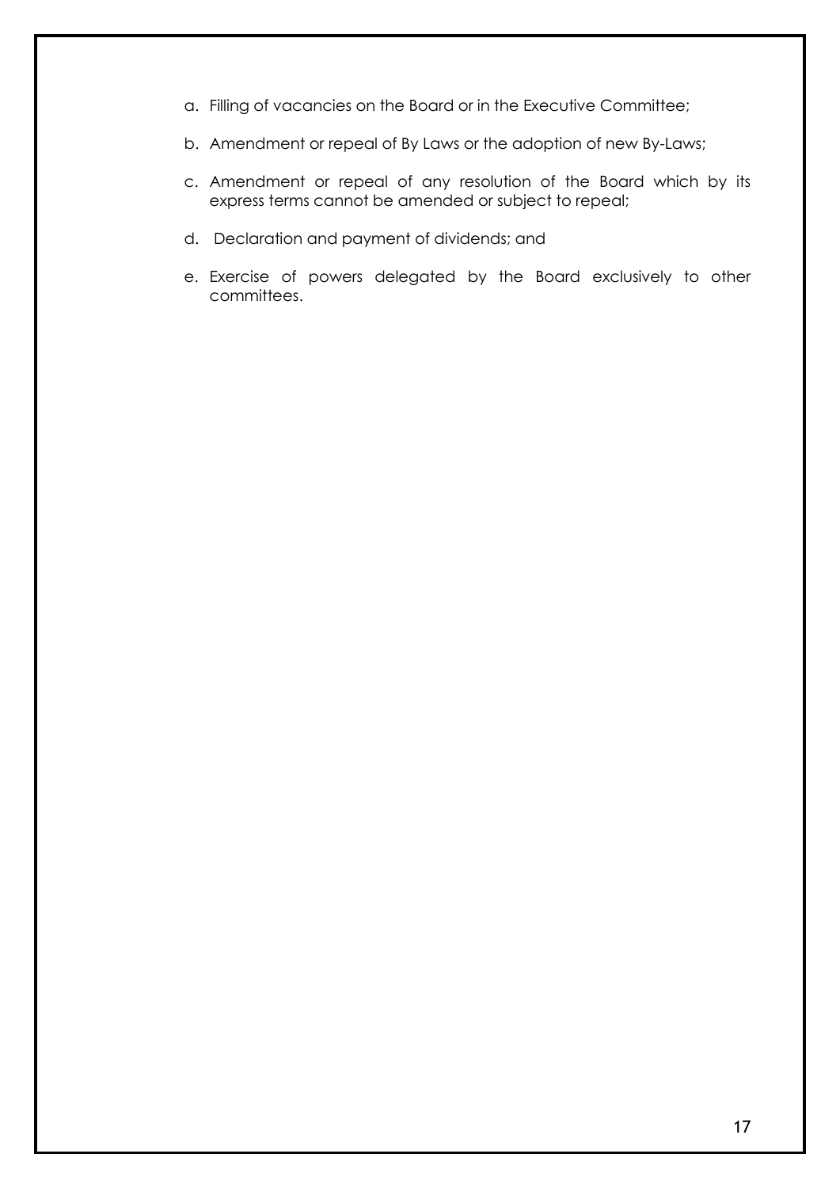a. Filling of vacancies on the Board or in the Executive Committee;

b. Amendment or repeal of By Laws or the adoption of new By-Laws;

c. Amendment or repeal of any resolution of the Board which by its express terms cannot be amended or subject to repeal;

d. Declaration and payment of dividends; and

e. Exercise of powers delegated by the Board exclusively to other committees.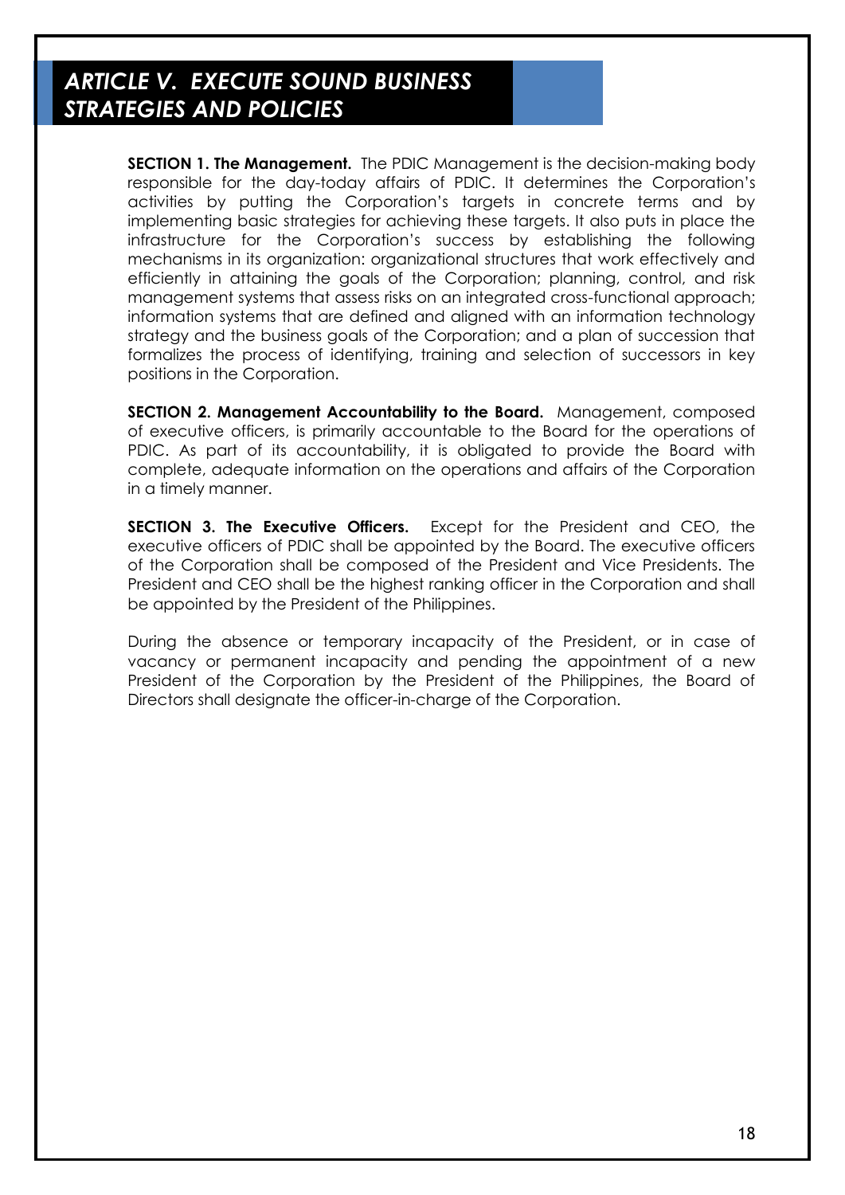## *ARTICLE V. EXECUTE SOUND BUSINESS STRATEGIES AND POLICIES*

**SECTION 1. The Management.** The PDIC Management is the decision-making body responsible for the day-today affairs of PDIC. It determines the Corporation's activities by putting the Corporation's targets in concrete terms and by implementing basic strategies for achieving these targets. It also puts in place the infrastructure for the Corporation's success by establishing the following mechanisms in its organization: organizational structures that work effectively and efficiently in attaining the goals of the Corporation; planning, control, and risk management systems that assess risks on an integrated cross-functional approach; information systems that are defined and aligned with an information technology strategy and the business goals of the Corporation; and a plan of succession that formalizes the process of identifying, training and selection of successors in key positions in the Corporation.

**SECTION 2. Management Accountability to the Board.** Management, composed of executive officers, is primarily accountable to the Board for the operations of PDIC. As part of its accountability, it is obligated to provide the Board with complete, adequate information on the operations and affairs of the Corporation in a timely manner.

**SECTION 3. The Executive Officers.** Except for the President and CEO, the executive officers of PDIC shall be appointed by the Board. The executive officers of the Corporation shall be composed of the President and Vice Presidents. The President and CEO shall be the highest ranking officer in the Corporation and shall be appointed by the President of the Philippines.

During the absence or temporary incapacity of the President, or in case of vacancy or permanent incapacity and pending the appointment of a new President of the Corporation by the President of the Philippines, the Board of Directors shall designate the officer-in-charge of the Corporation.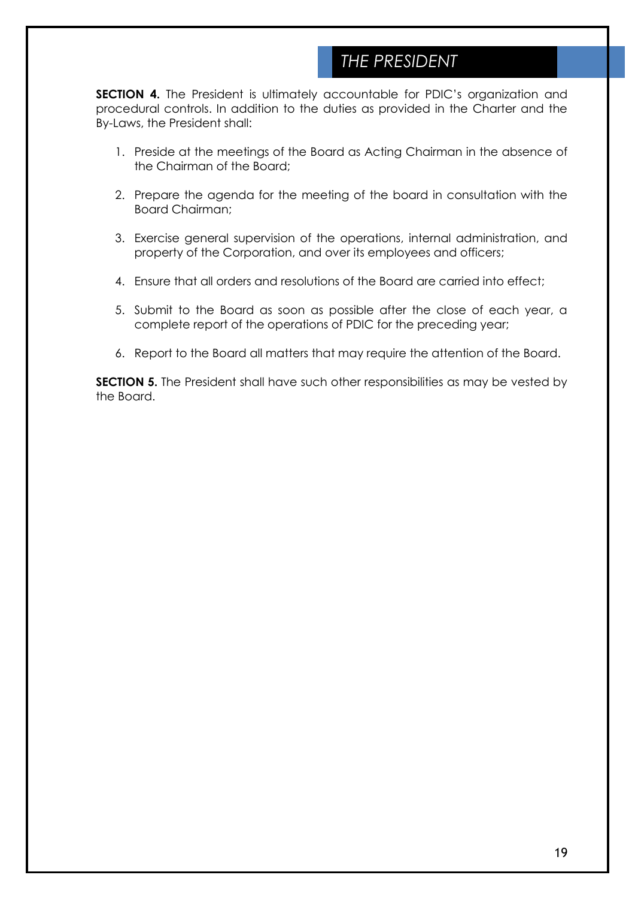## *THE PRESIDENT*

**SECTION 4.** The President is ultimately accountable for PDIC's organization and procedural controls. In addition to the duties as provided in the Charter and the By-Laws, the President shall:

1. Preside at the meetings of the Board as Acting Chairman in the absence of the Chairman of the Board;

2. Prepare the agenda for the meeting of the board in consultation with the Board Chairman;

3. Exercise general supervision of the operations, internal administration, and property of the Corporation, and over its employees and officers;

4. Ensure that all orders and resolutions of the Board are carried into effect;

5. Submit to the Board as soon as possible after the close of each year, a complete report of the operations of PDIC for the preceding year;

6. Report to the Board all matters that may require the attention of the Board.

**SECTION 5.** The President shall have such other responsibilities as may be vested by the Board.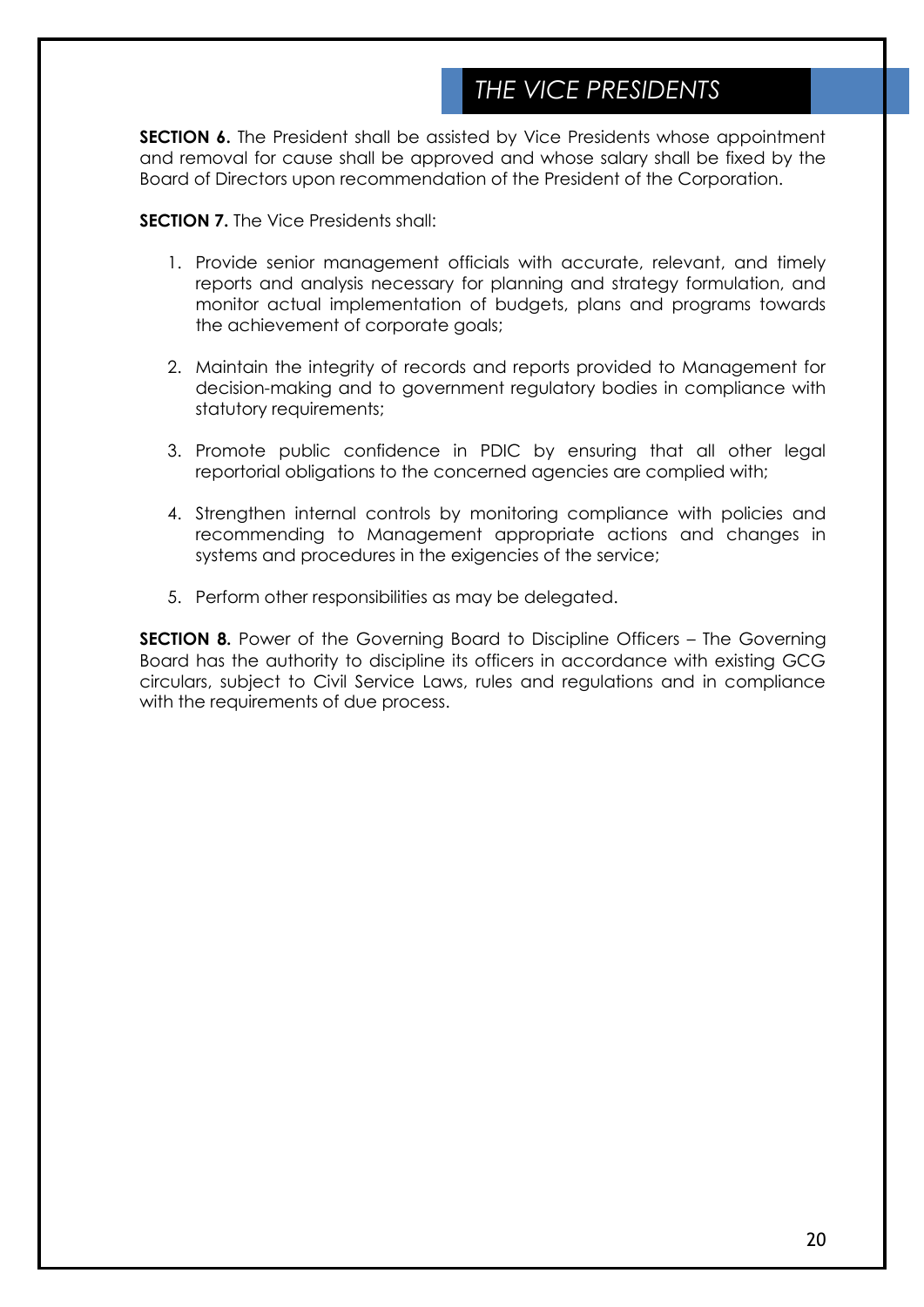## THE VICE PRESIDENTS

**SECTION 6.** The President shall be assisted by Vice Presidents whose appointment and removal for cause shall be approved and whose salary shall be fixed by the Board of Directors upon recommendation of the President of the Corporation.

**SECTION 7.** The Vice Presidents shall:

1. Provide senior management officials with accurate, relevant, and timely reports and analysis necessary for planning and strategy formulation, and monitor actual implementation of budgets, plans and programs towards the achievement of corporate goals;

2. Maintain the integrity of records and reports provided to Management for decision-making and to government regulatory bodies in compliance with statutory requirements;

3. Promote public confidence in PDIC by ensuring that all other legal reportorial obligations to the concerned agencies are complied with;

4. Strengthen internal controls by monitoring compliance with policies and recommending to Management appropriate actions and changes in systems and procedures in the exigencies of the service;

5. Perform other responsibilities as may be delegated.

**SECTION 8.** Power of the Governing Board to Discipline Officers – The Governing Board has the authority to discipline its officers in accordance with existing GCG circulars, subject to Civil Service Laws, rules and regulations and in compliance with the requirements of due process.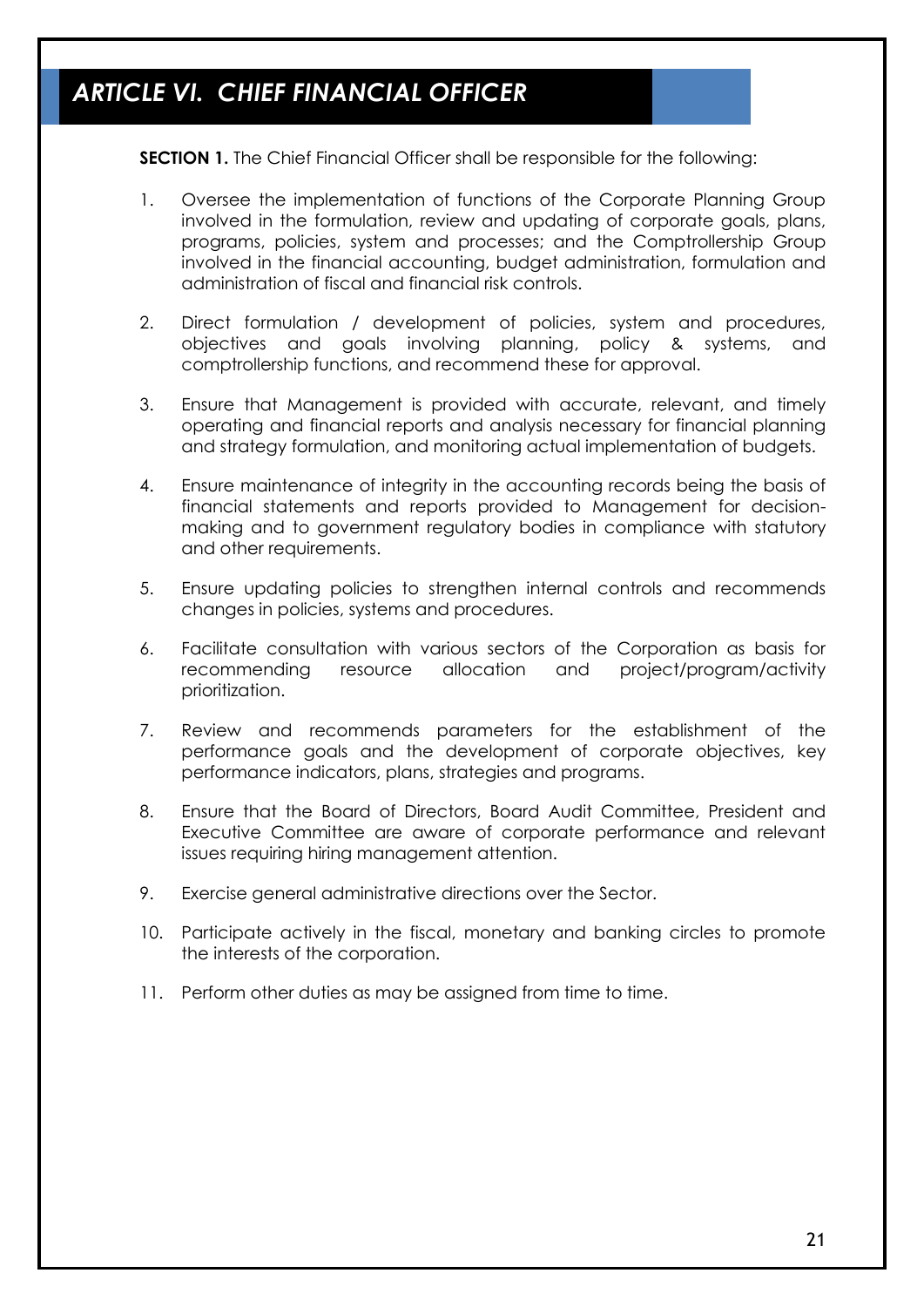## *ARTICLE VI. CHIEF FINANCIAL OFFICER*

**SECTION 1.** The Chief Financial Officer shall be responsible for the following:

1. Oversee the implementation of functions of the Corporate Planning Group involved in the formulation, review and updating of corporate goals, plans, programs, policies, system and processes; and the Comptrollership Group involved in the financial accounting, budget administration, formulation and administration of fiscal and financial risk controls.

2. Direct formulation / development of policies, system and procedures, objectives and goals involving planning, policy & systems, and comptrollership functions, and recommend these for approval.

3. Ensure that Management is provided with accurate, relevant, and timely operating and financial reports and analysis necessary for financial planning and strategy formulation, and monitoring actual implementation of budgets.

4. Ensure maintenance of integrity in the accounting records being the basis of financial statements and reports provided to Management for decision-making and to government regulatory bodies in compliance with statutory and other requirements.

5. Ensure updating policies to strengthen internal controls and recommends changes in policies, systems and procedures.

6. Facilitate consultation with various sectors of the Corporation as basis for recommending resource allocation and project/program/activity prioritization.

7. Review and recommends parameters for the establishment of the performance goals and the development of corporate objectives, key performance indicators, plans, strategies and programs.

8. Ensure that the Board of Directors, Board Audit Committee, President and Executive Committee are aware of corporate performance and relevant issues requiring hiring management attention.

9. Exercise general administrative directions over the Sector.

10. Participate actively in the fiscal, monetary and banking circles to promote the interests of the corporation.

11. Perform other duties as may be assigned from time to time.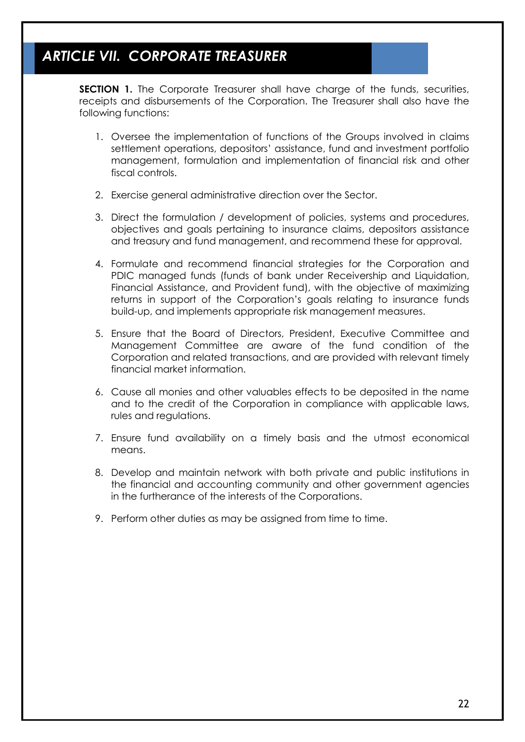## *ARTICLE VII. CORPORATE TREASURER*

**SECTION 1.** The Corporate Treasurer shall have charge of the funds, securities, receipts and disbursements of the Corporation. The Treasurer shall also have the following functions:

1. Oversee the implementation of functions of the Groups involved in claims settlement operations, depositors' assistance, fund and investment portfolio management, formulation and implementation of financial risk and other fiscal controls.

2. Exercise general administrative direction over the Sector.

3. Direct the formulation / development of policies, systems and procedures, objectives and goals pertaining to insurance claims, depositors assistance and treasury and fund management, and recommend these for approval.

4. Formulate and recommend financial strategies for the Corporation and PDIC managed funds (funds of bank under Receivership and Liquidation, Financial Assistance, and Provident fund), with the objective of maximizing returns in support of the Corporation's goals relating to insurance funds build-up, and implements appropriate risk management measures.

5. Ensure that the Board of Directors, President, Executive Committee and Management Committee are aware of the fund condition of the Corporation and related transactions, and are provided with relevant timely financial market information.

6. Cause all monies and other valuables effects to be deposited in the name and to the credit of the Corporation in compliance with applicable laws, rules and regulations.

7. Ensure fund availability on a timely basis and the utmost economical means.

8. Develop and maintain network with both private and public institutions in the financial and accounting community and other government agencies in the furtherance of the interests of the Corporations.

9. Perform other duties as may be assigned from time to time.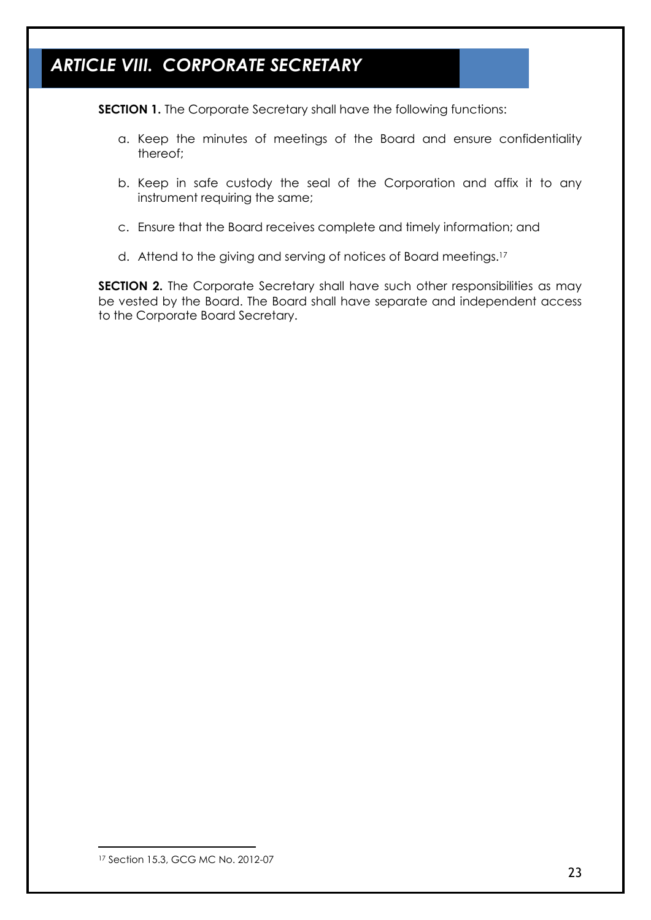## *ARTICLE VIII. CORPORATE SECRETARY*

**SECTION 1.** The Corporate Secretary shall have the following functions:

a. Keep the minutes of meetings of the Board and ensure confidentiality thereof;

b. Keep in safe custody the seal of the Corporation and affix it to any instrument requiring the same;

c. Ensure that the Board receives complete and timely information; and

d. Attend to the giving and serving of notices of Board meetings.[17]

**SECTION 2.** The Corporate Secretary shall have such other responsibilities as may be vested by the Board. The Board shall have separate and independent access to the Corporate Board Secretary.

---

[17] Section 15.3, GCG MC No. 2012-07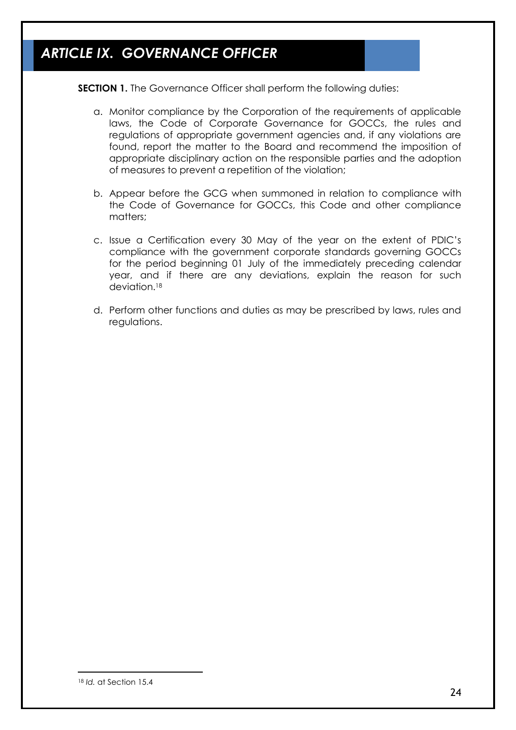## *ARTICLE IX. GOVERNANCE OFFICER*

**SECTION 1.** The Governance Officer shall perform the following duties:

a. Monitor compliance by the Corporation of the requirements of applicable laws, the Code of Corporate Governance for GOCCs, the rules and regulations of appropriate government agencies and, if any violations are found, report the matter to the Board and recommend the imposition of appropriate disciplinary action on the responsible parties and the adoption of measures to prevent a repetition of the violation;

b. Appear before the GCG when summoned in relation to compliance with the Code of Governance for GOCCs, this Code and other compliance matters;

c. Issue a Certification every 30 May of the year on the extent of PDIC's compliance with the government corporate standards governing GOCCs for the period beginning 01 July of the immediately preceding calendar year, and if there are any deviations, explain the reason for such deviation.[18]

d. Perform other functions and duties as may be prescribed by laws, rules and regulations.

---

[18] *Id.* at Section 15.4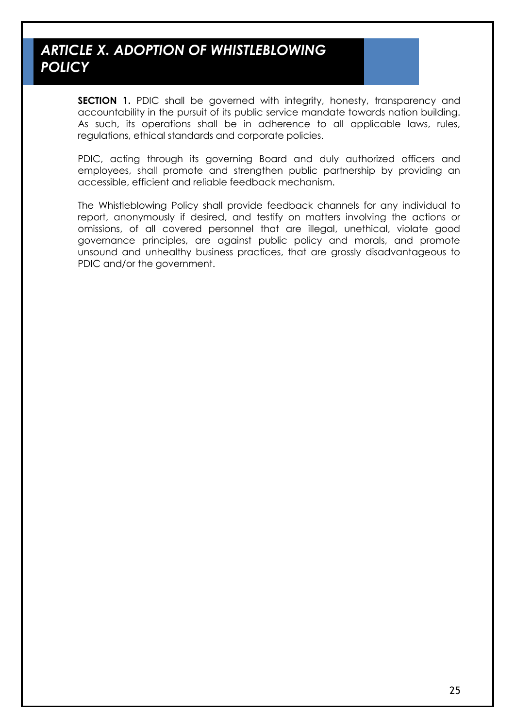# *ARTICLE X. ADOPTION OF WHISTLEBLOWING POLICY*

**SECTION 1.** PDIC shall be governed with integrity, honesty, transparency and accountability in the pursuit of its public service mandate towards nation building. As such, its operations shall be in adherence to all applicable laws, rules, regulations, ethical standards and corporate policies.

PDIC, acting through its governing Board and duly authorized officers and employees, shall promote and strengthen public partnership by providing an accessible, efficient and reliable feedback mechanism.

The Whistleblowing Policy shall provide feedback channels for any individual to report, anonymously if desired, and testify on matters involving the actions or omissions, of all covered personnel that are illegal, unethical, violate good governance principles, are against public policy and morals, and promote unsound and unhealthy business practices, that are grossly disadvantageous to PDIC and/or the government.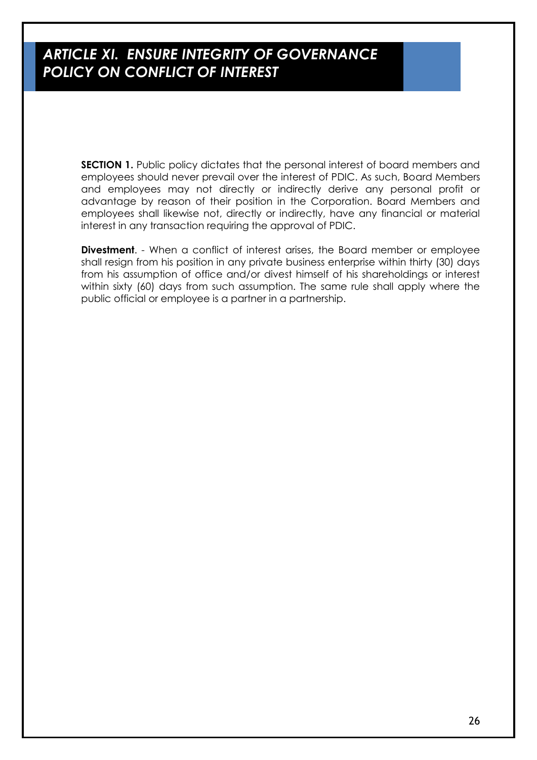## *ARTICLE XI. ENSURE INTEGRITY OF GOVERNANCE POLICY ON CONFLICT OF INTEREST*

**SECTION 1.** Public policy dictates that the personal interest of board members and employees should never prevail over the interest of PDIC. As such, Board Members and employees may not directly or indirectly derive any personal profit or advantage by reason of their position in the Corporation. Board Members and employees shall likewise not, directly or indirectly, have any financial or material interest in any transaction requiring the approval of PDIC.

**Divestment**. - When a conflict of interest arises, the Board member or employee shall resign from his position in any private business enterprise within thirty (30) days from his assumption of office and/or divest himself of his shareholdings or interest within sixty (60) days from such assumption. The same rule shall apply where the public official or employee is a partner in a partnership.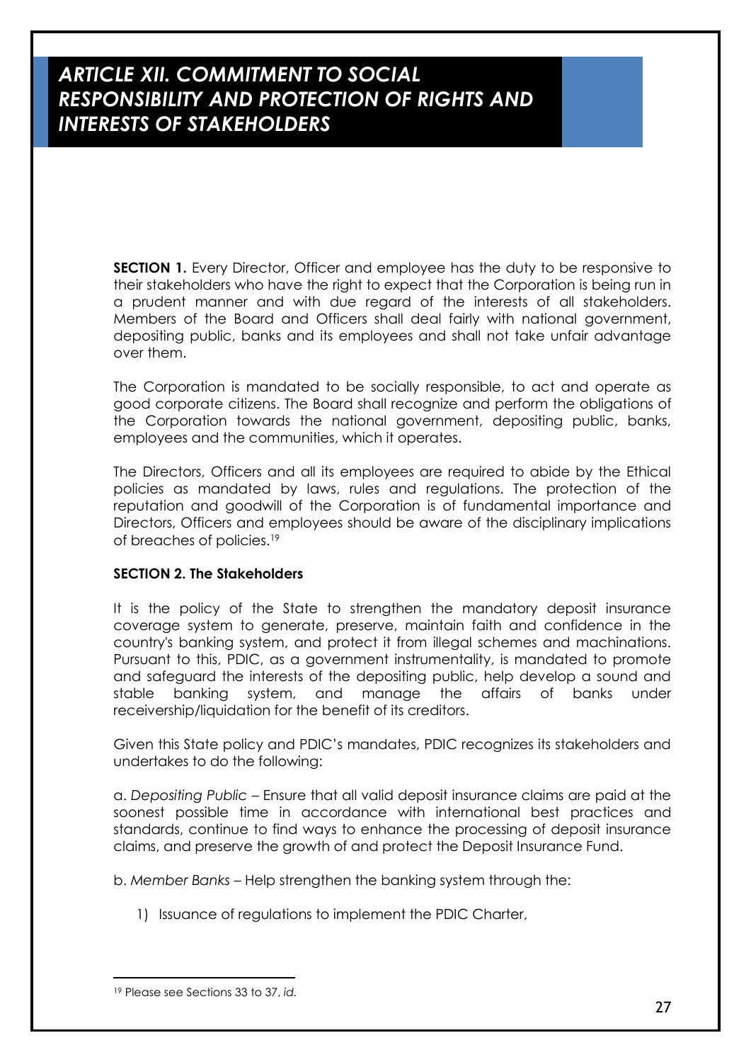# *ARTICLE XII. COMMITMENT TO SOCIAL RESPONSIBILITY AND PROTECTION OF RIGHTS AND INTERESTS OF STAKEHOLDERS*

**SECTION 1.** Every Director, Officer and employee has the duty to be responsive to their stakeholders who have the right to expect that the Corporation is being run in a prudent manner and with due regard of the interests of all stakeholders. Members of the Board and Officers shall deal fairly with national government, depositing public, banks and its employees and shall not take unfair advantage over them.

The Corporation is mandated to be socially responsible, to act and operate as good corporate citizens. The Board shall recognize and perform the obligations of the Corporation towards the national government, depositing public, banks, employees and the communities, which it operates.

The Directors, Officers and all its employees are required to abide by the Ethical policies as mandated by laws, rules and regulations. The protection of the reputation and goodwill of the Corporation is of fundamental importance and Directors, Officers and employees should be aware of the disciplinary implications of breaches of policies.[19]

**SECTION 2. The Stakeholders**

It is the policy of the State to strengthen the mandatory deposit insurance coverage system to generate, preserve, maintain faith and confidence in the country's banking system, and protect it from illegal schemes and machinations. Pursuant to this, PDIC, as a government instrumentality, is mandated to promote and safeguard the interests of the depositing public, help develop a sound and stable banking system, and manage the affairs of banks under receivership/liquidation for the benefit of its creditors.

Given this State policy and PDIC's mandates, PDIC recognizes its stakeholders and undertakes to do the following:

a. *Depositing Public* – Ensure that all valid deposit insurance claims are paid at the soonest possible time in accordance with international best practices and standards, continue to find ways to enhance the processing of deposit insurance claims, and preserve the growth of and protect the Deposit Insurance Fund.

b. *Member Banks* – Help strengthen the banking system through the:

1) Issuance of regulations to implement the PDIC Charter,

---

[19] Please see Sections 33 to 37, *id.*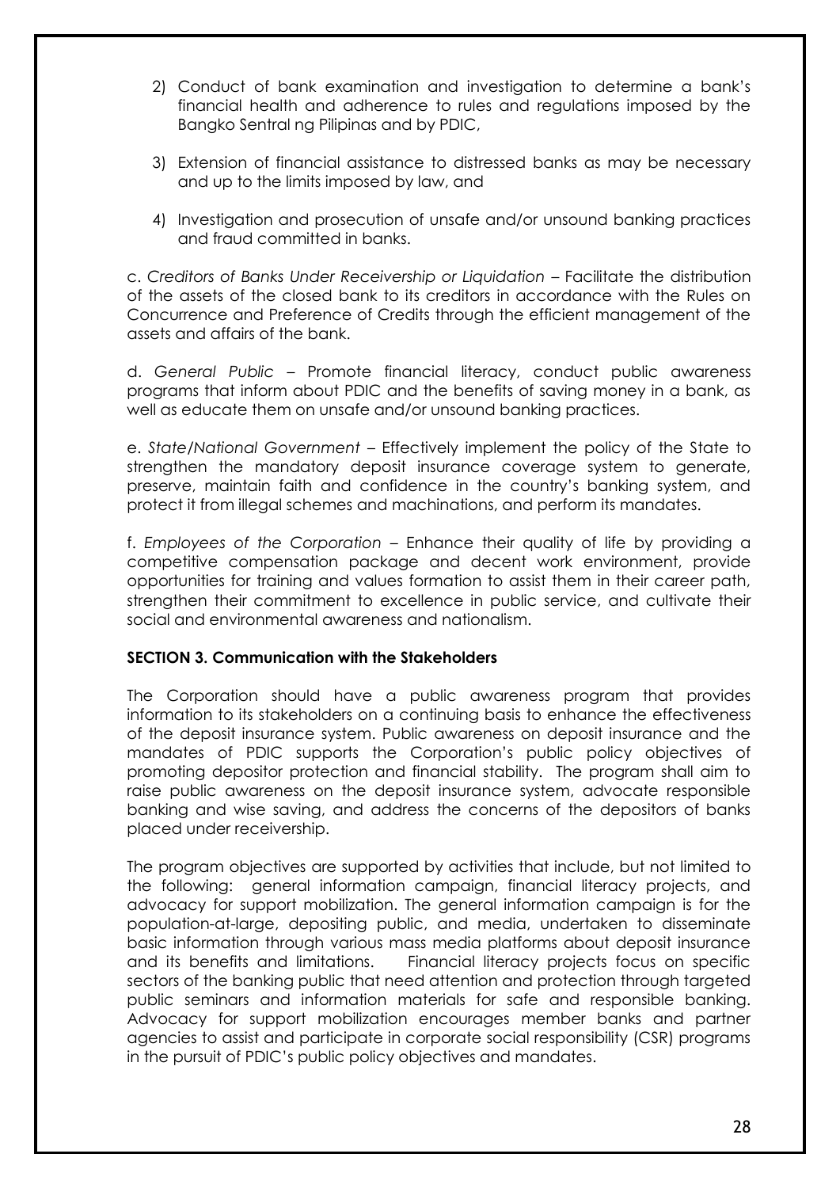2) Conduct of bank examination and investigation to determine a bank's financial health and adherence to rules and regulations imposed by the Bangko Sentral ng Pilipinas and by PDIC,

3) Extension of financial assistance to distressed banks as may be necessary and up to the limits imposed by law, and

4) Investigation and prosecution of unsafe and/or unsound banking practices and fraud committed in banks.

c. *Creditors of Banks Under Receivership or Liquidation* – Facilitate the distribution of the assets of the closed bank to its creditors in accordance with the Rules on Concurrence and Preference of Credits through the efficient management of the assets and affairs of the bank.

d. *General Public* – Promote financial literacy, conduct public awareness programs that inform about PDIC and the benefits of saving money in a bank, as well as educate them on unsafe and/or unsound banking practices.

e. *State/National Government* – Effectively implement the policy of the State to strengthen the mandatory deposit insurance coverage system to generate, preserve, maintain faith and confidence in the country's banking system, and protect it from illegal schemes and machinations, and perform its mandates.

f. *Employees of the Corporation* – Enhance their quality of life by providing a competitive compensation package and decent work environment, provide opportunities for training and values formation to assist them in their career path, strengthen their commitment to excellence in public service, and cultivate their social and environmental awareness and nationalism.

**SECTION 3. Communication with the Stakeholders**

The Corporation should have a public awareness program that provides information to its stakeholders on a continuing basis to enhance the effectiveness of the deposit insurance system. Public awareness on deposit insurance and the mandates of PDIC supports the Corporation's public policy objectives of promoting depositor protection and financial stability. The program shall aim to raise public awareness on the deposit insurance system, advocate responsible banking and wise saving, and address the concerns of the depositors of banks placed under receivership.

The program objectives are supported by activities that include, but not limited to the following: general information campaign, financial literacy projects, and advocacy for support mobilization. The general information campaign is for the population-at-large, depositing public, and media, undertaken to disseminate basic information through various mass media platforms about deposit insurance and its benefits and limitations. Financial literacy projects focus on specific sectors of the banking public that need attention and protection through targeted public seminars and information materials for safe and responsible banking. Advocacy for support mobilization encourages member banks and partner agencies to assist and participate in corporate social responsibility (CSR) programs in the pursuit of PDIC's public policy objectives and mandates.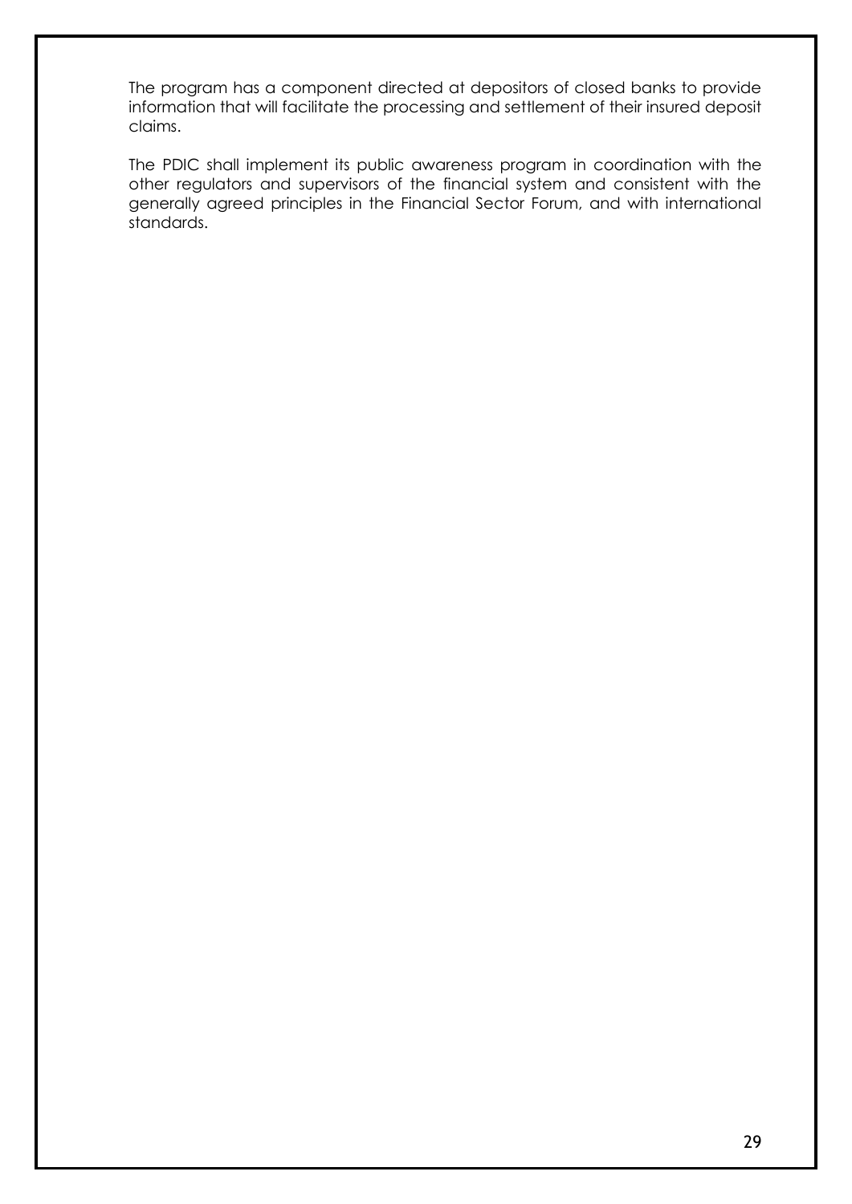The program has a component directed at depositors of closed banks to provide information that will facilitate the processing and settlement of their insured deposit claims.

The PDIC shall implement its public awareness program in coordination with the other regulators and supervisors of the financial system and consistent with the generally agreed principles in the Financial Sector Forum, and with international standards.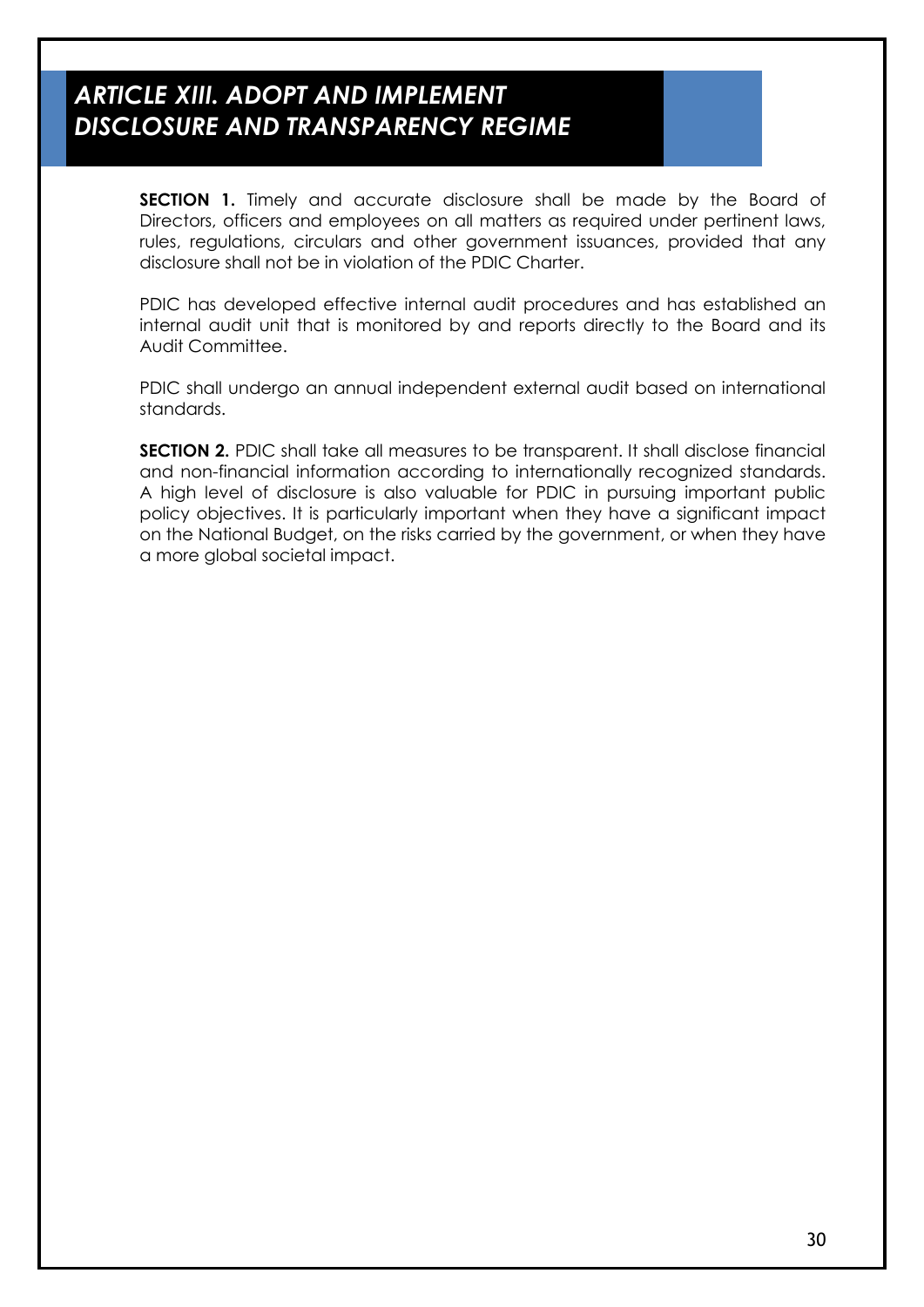# *ARTICLE XIII. ADOPT AND IMPLEMENT DISCLOSURE AND TRANSPARENCY REGIME*

**SECTION 1.** Timely and accurate disclosure shall be made by the Board of Directors, officers and employees on all matters as required under pertinent laws, rules, regulations, circulars and other government issuances, provided that any disclosure shall not be in violation of the PDIC Charter.

PDIC has developed effective internal audit procedures and has established an internal audit unit that is monitored by and reports directly to the Board and its Audit Committee.

PDIC shall undergo an annual independent external audit based on international standards.

**SECTION 2.** PDIC shall take all measures to be transparent. It shall disclose financial and non-financial information according to internationally recognized standards. A high level of disclosure is also valuable for PDIC in pursuing important public policy objectives. It is particularly important when they have a significant impact on the National Budget, on the risks carried by the government, or when they have a more global societal impact.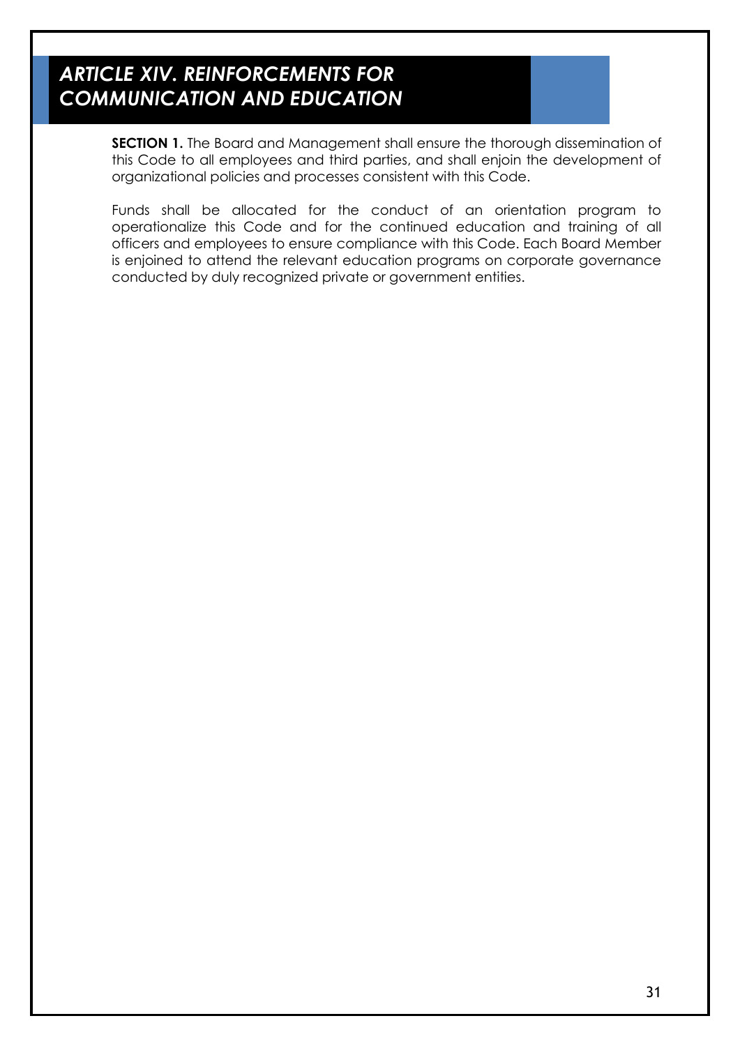# *ARTICLE XIV. REINFORCEMENTS FOR COMMUNICATION AND EDUCATION*

**SECTION 1.** The Board and Management shall ensure the thorough dissemination of this Code to all employees and third parties, and shall enjoin the development of organizational policies and processes consistent with this Code.

Funds shall be allocated for the conduct of an orientation program to operationalize this Code and for the continued education and training of all officers and employees to ensure compliance with this Code. Each Board Member is enjoined to attend the relevant education programs on corporate governance conducted by duly recognized private or government entities.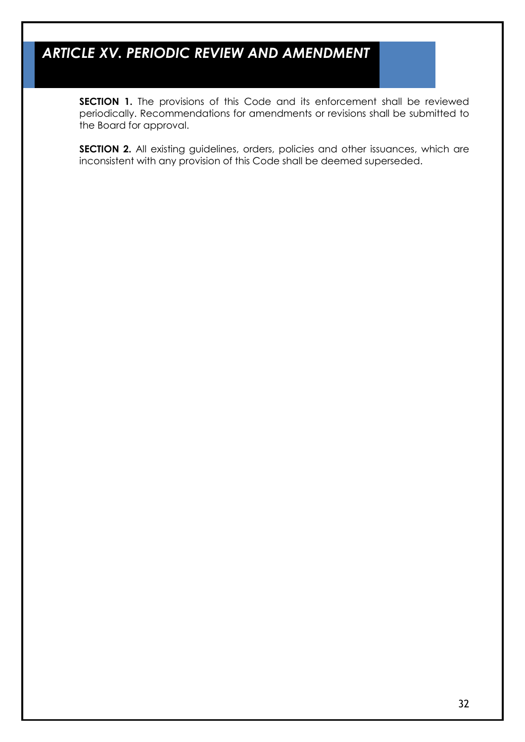# *ARTICLE XV. PERIODIC REVIEW AND AMENDMENT*

**SECTION 1.** The provisions of this Code and its enforcement shall be reviewed periodically. Recommendations for amendments or revisions shall be submitted to the Board for approval.

**SECTION 2.** All existing guidelines, orders, policies and other issuances, which are inconsistent with any provision of this Code shall be deemed superseded.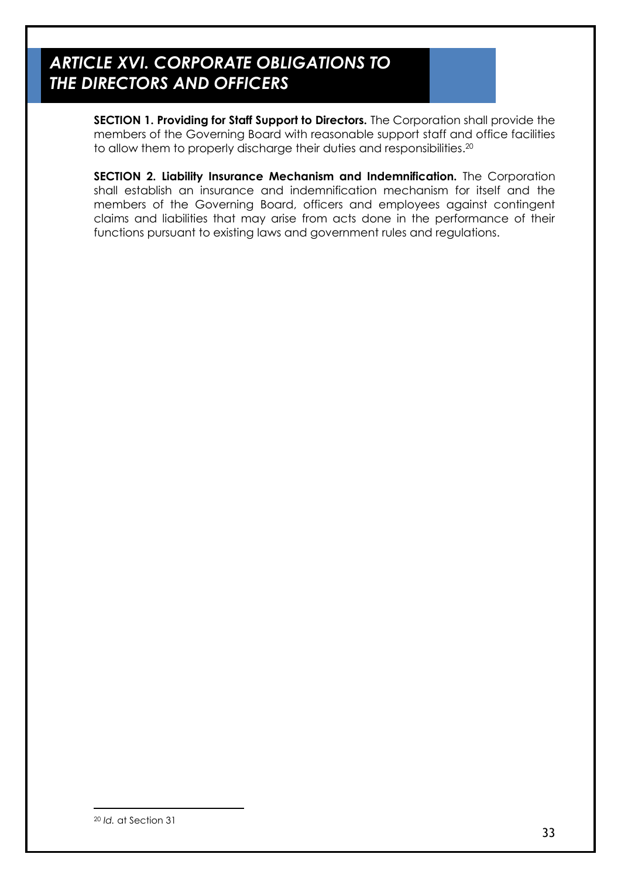## *ARTICLE XVI. CORPORATE OBLIGATIONS TO THE DIRECTORS AND OFFICERS*

**SECTION 1. Providing for Staff Support to Directors.** The Corporation shall provide the members of the Governing Board with reasonable support staff and office facilities to allow them to properly discharge their duties and responsibilities.[20]

**SECTION 2. Liability Insurance Mechanism and Indemnification.** The Corporation shall establish an insurance and indemnification mechanism for itself and the members of the Governing Board, officers and employees against contingent claims and liabilities that may arise from acts done in the performance of their functions pursuant to existing laws and government rules and regulations.

---

[20] *Id.* at Section 31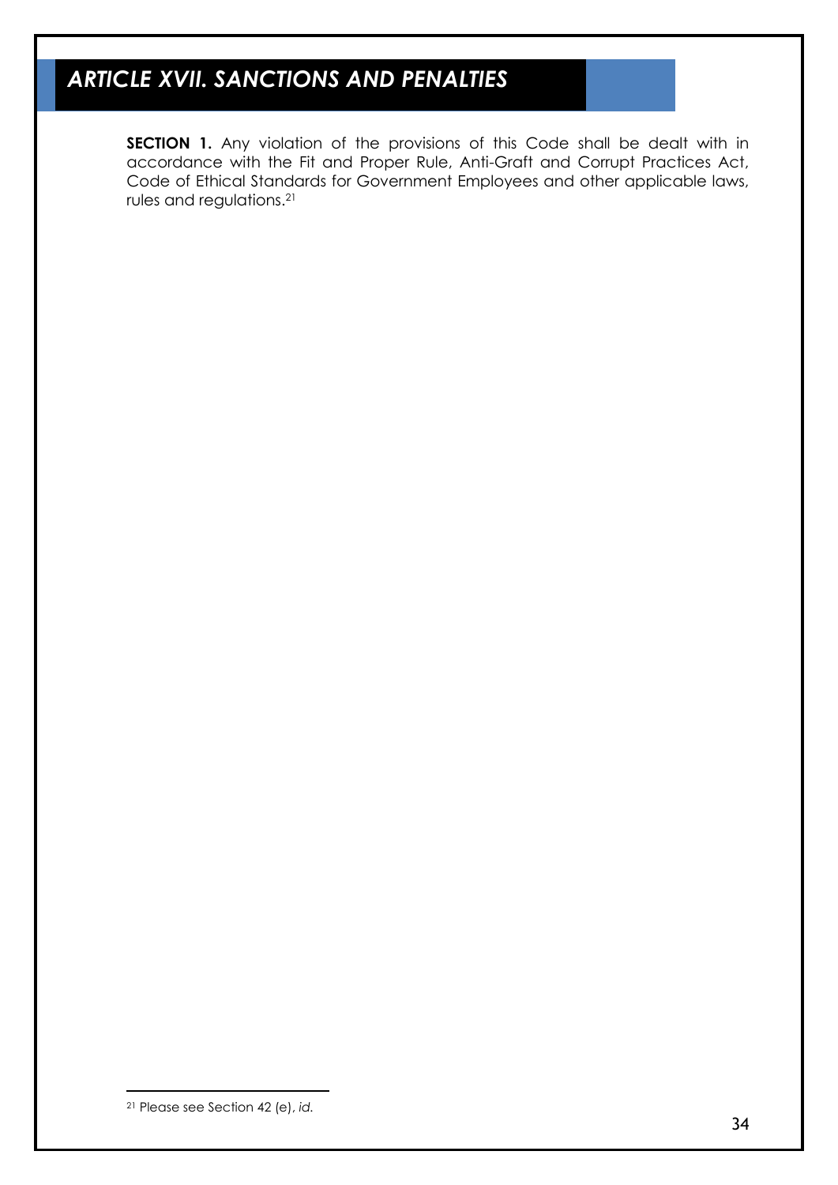# *ARTICLE XVII. SANCTIONS AND PENALTIES*

**SECTION 1.** Any violation of the provisions of this Code shall be dealt with in accordance with the Fit and Proper Rule, Anti-Graft and Corrupt Practices Act, Code of Ethical Standards for Government Employees and other applicable laws, rules and regulations.[21]

---

[21] Please see Section 42 (e), *id.*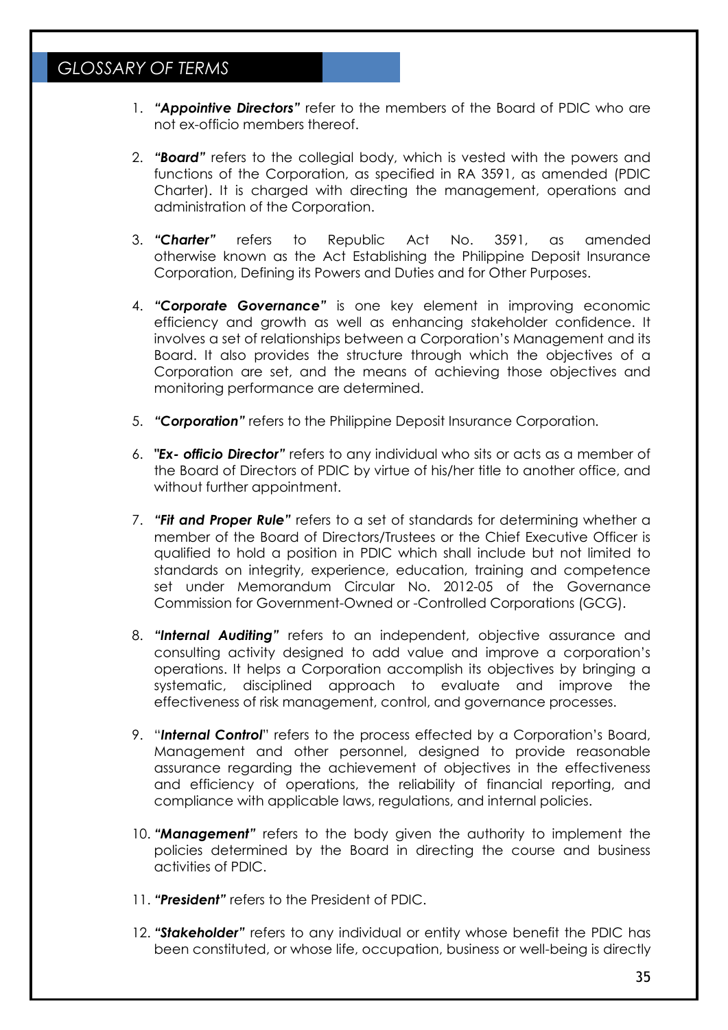# *GLOSSARY OF TERMS*

1. ***"Appointive Directors"*** refer to the members of the Board of PDIC who are not ex-officio members thereof.

2. ***"Board"*** refers to the collegial body, which is vested with the powers and functions of the Corporation, as specified in RA 3591, as amended (PDIC Charter). It is charged with directing the management, operations and administration of the Corporation.

3. ***"Charter"*** refers to Republic Act No. 3591, as amended otherwise known as the Act Establishing the Philippine Deposit Insurance Corporation, Defining its Powers and Duties and for Other Purposes.

4. ***"Corporate Governance"*** is one key element in improving economic efficiency and growth as well as enhancing stakeholder confidence. It involves a set of relationships between a Corporation's Management and its Board. It also provides the structure through which the objectives of a Corporation are set, and the means of achieving those objectives and monitoring performance are determined.

5. ***"Corporation"*** refers to the Philippine Deposit Insurance Corporation.

6. ***"Ex- officio Director"*** refers to any individual who sits or acts as a member of the Board of Directors of PDIC by virtue of his/her title to another office, and without further appointment.

7. ***"Fit and Proper Rule"*** refers to a set of standards for determining whether a member of the Board of Directors/Trustees or the Chief Executive Officer is qualified to hold a position in PDIC which shall include but not limited to standards on integrity, experience, education, training and competence set under Memorandum Circular No. 2012-05 of the Governance Commission for Government-Owned or -Controlled Corporations (GCG).

8. ***"Internal Auditing"*** refers to an independent, objective assurance and consulting activity designed to add value and improve a corporation's operations. It helps a Corporation accomplish its objectives by bringing a systematic, disciplined approach to evaluate and improve the effectiveness of risk management, control, and governance processes.

9. "***Internal Control***" refers to the process effected by a Corporation's Board, Management and other personnel, designed to provide reasonable assurance regarding the achievement of objectives in the effectiveness and efficiency of operations, the reliability of financial reporting, and compliance with applicable laws, regulations, and internal policies.

10. ***"Management"*** refers to the body given the authority to implement the policies determined by the Board in directing the course and business activities of PDIC.

11. ***"President"*** refers to the President of PDIC.

12. ***"Stakeholder"*** refers to any individual or entity whose benefit the PDIC has been constituted, or whose life, occupation, business or well-being is directly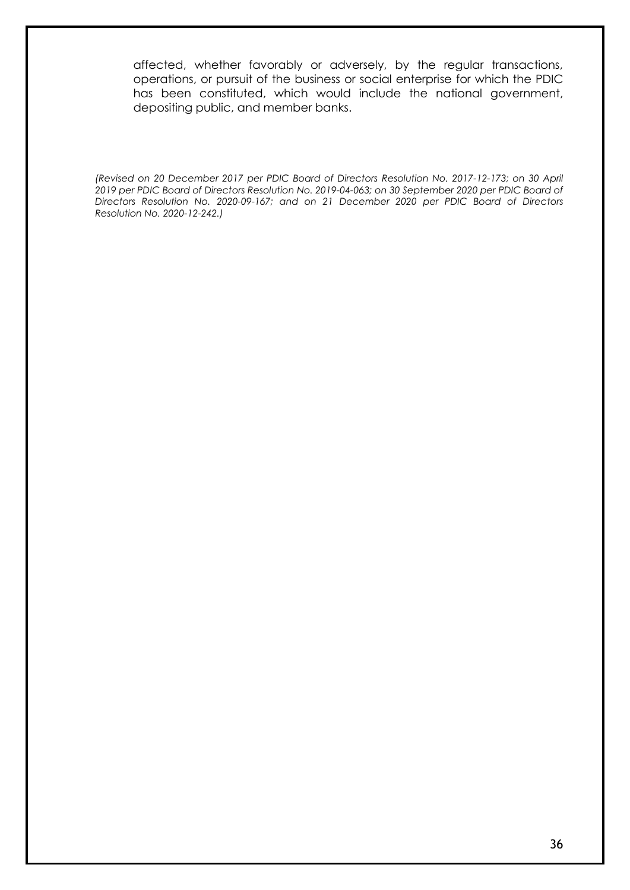affected, whether favorably or adversely, by the regular transactions, operations, or pursuit of the business or social enterprise for which the PDIC has been constituted, which would include the national government, depositing public, and member banks.

*(Revised on 20 December 2017 per PDIC Board of Directors Resolution No. 2017-12-173; on 30 April 2019 per PDIC Board of Directors Resolution No. 2019-04-063; on 30 September 2020 per PDIC Board of Directors Resolution No. 2020-09-167; and on 21 December 2020 per PDIC Board of Directors Resolution No. 2020-12-242.)*